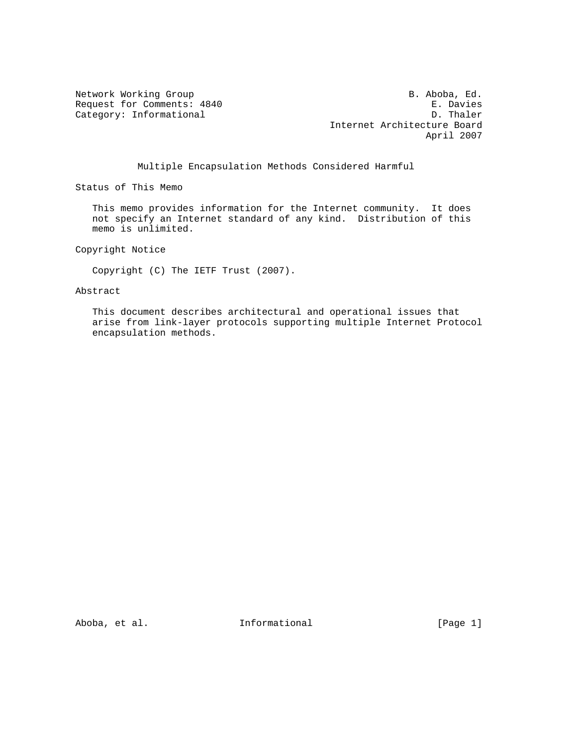Network Working Group                                      B. Aboba, Ed.
Request for Comments: 4840                                     E. Davies
Category: Informational                                        D. Thaler
                                             Internet Architecture Board
                                                              April 2007

# Multiple Encapsulation Methods Considered Harmful

## Status of This Memo

This memo provides information for the Internet community. It does not specify an Internet standard of any kind. Distribution of this memo is unlimited.

## Copyright Notice

Copyright (C) The IETF Trust (2007).

## Abstract

This document describes architectural and operational issues that arise from link-layer protocols supporting multiple Internet Protocol encapsulation methods.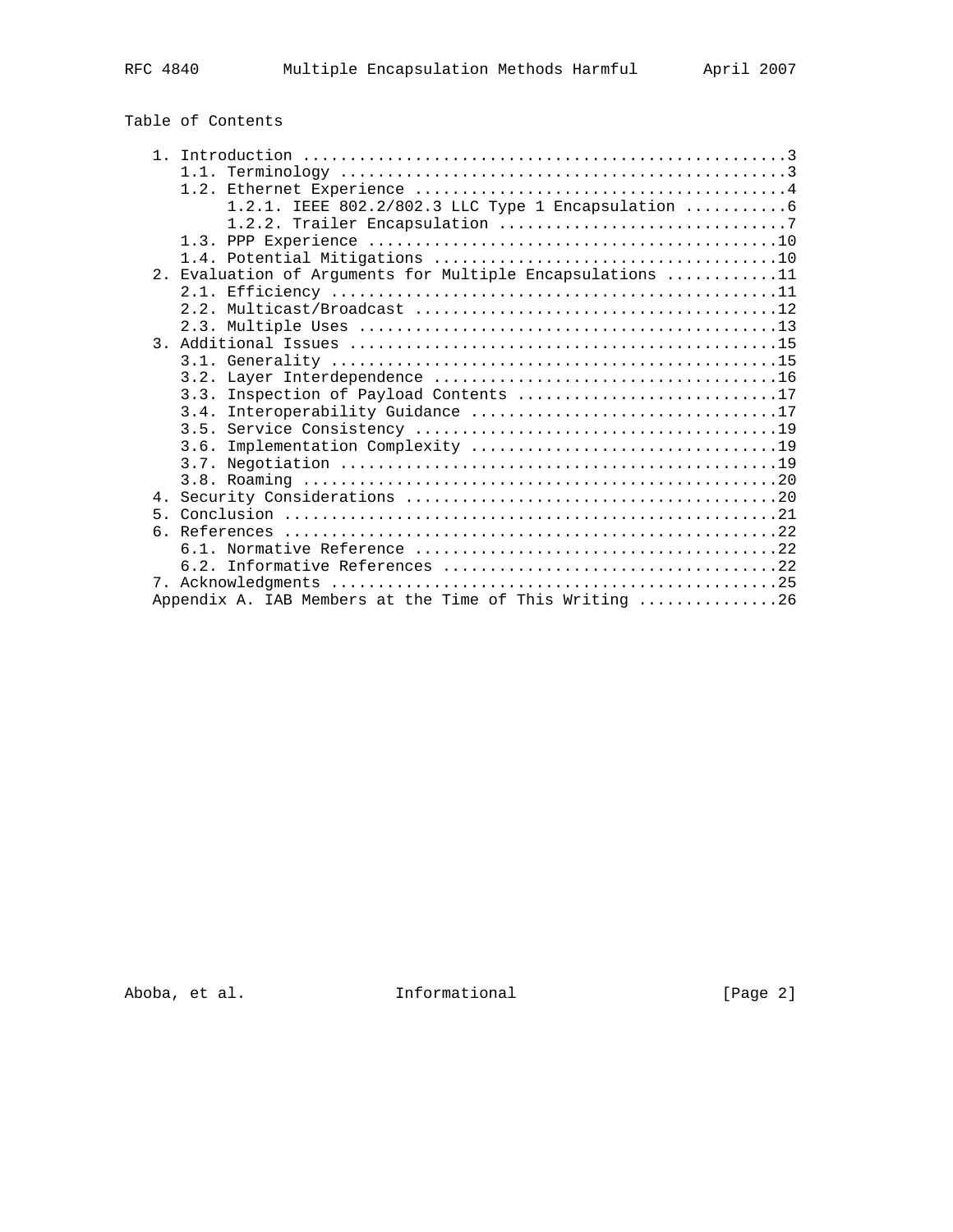## Table of Contents

```
   1. Introduction ....................................................3
      1.1. Terminology ................................................3
      1.2. Ethernet Experience ........................................4
           1.2.1. IEEE 802.2/802.3 LLC Type 1 Encapsulation ...........6
           1.2.2. Trailer Encapsulation ...............................7
      1.3. PPP Experience ............................................10
      1.4. Potential Mitigations .....................................10
   2. Evaluation of Arguments for Multiple Encapsulations ............11
      2.1. Efficiency ................................................11
      2.2. Multicast/Broadcast .......................................12
      2.3. Multiple Uses .............................................13
   3. Additional Issues ..............................................15
      3.1. Generality ................................................15
      3.2. Layer Interdependence .....................................16
      3.3. Inspection of Payload Contents ............................17
      3.4. Interoperability Guidance .................................17
      3.5. Service Consistency .......................................19
      3.6. Implementation Complexity .................................19
      3.7. Negotiation ...............................................19
      3.8. Roaming ...................................................20
   4. Security Considerations ........................................20
   5. Conclusion .....................................................21
   6. References .....................................................22
      6.1. Normative Reference .......................................22
      6.2. Informative References ....................................22
   7. Acknowledgments ................................................25
   Appendix A. IAB Members at the Time of This Writing ...............26
```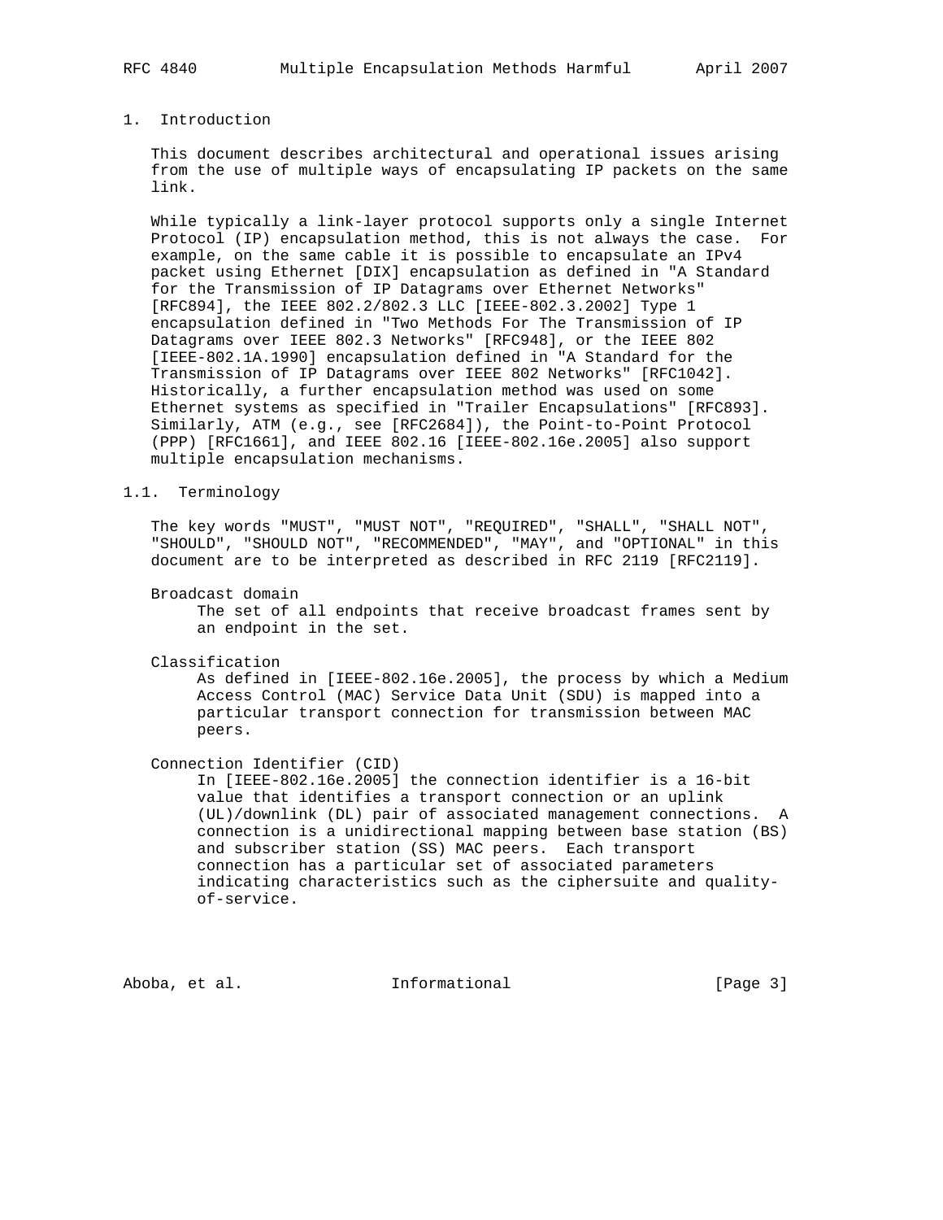# 1. Introduction

This document describes architectural and operational issues arising from the use of multiple ways of encapsulating IP packets on the same link.

While typically a link-layer protocol supports only a single Internet Protocol (IP) encapsulation method, this is not always the case. For example, on the same cable it is possible to encapsulate an IPv4 packet using Ethernet [DIX] encapsulation as defined in "A Standard for the Transmission of IP Datagrams over Ethernet Networks" [RFC894], the IEEE 802.2/802.3 LLC [IEEE-802.3.2002] Type 1 encapsulation defined in "Two Methods For The Transmission of IP Datagrams over IEEE 802.3 Networks" [RFC948], or the IEEE 802 [IEEE-802.1A.1990] encapsulation defined in "A Standard for the Transmission of IP Datagrams over IEEE 802 Networks" [RFC1042]. Historically, a further encapsulation method was used on some Ethernet systems as specified in "Trailer Encapsulations" [RFC893]. Similarly, ATM (e.g., see [RFC2684]), the Point-to-Point Protocol (PPP) [RFC1661], and IEEE 802.16 [IEEE-802.16e.2005] also support multiple encapsulation mechanisms.

## 1.1. Terminology

The key words "MUST", "MUST NOT", "REQUIRED", "SHALL", "SHALL NOT", "SHOULD", "SHOULD NOT", "RECOMMENDED", "MAY", and "OPTIONAL" in this document are to be interpreted as described in RFC 2119 [RFC2119].

Broadcast domain
: The set of all endpoints that receive broadcast frames sent by an endpoint in the set.

Classification
: As defined in [IEEE-802.16e.2005], the process by which a Medium Access Control (MAC) Service Data Unit (SDU) is mapped into a particular transport connection for transmission between MAC peers.

Connection Identifier (CID)
: In [IEEE-802.16e.2005] the connection identifier is a 16-bit value that identifies a transport connection or an uplink (UL)/downlink (DL) pair of associated management connections. A connection is a unidirectional mapping between base station (BS) and subscriber station (SS) MAC peers. Each transport connection has a particular set of associated parameters indicating characteristics such as the ciphersuite and quality-of-service.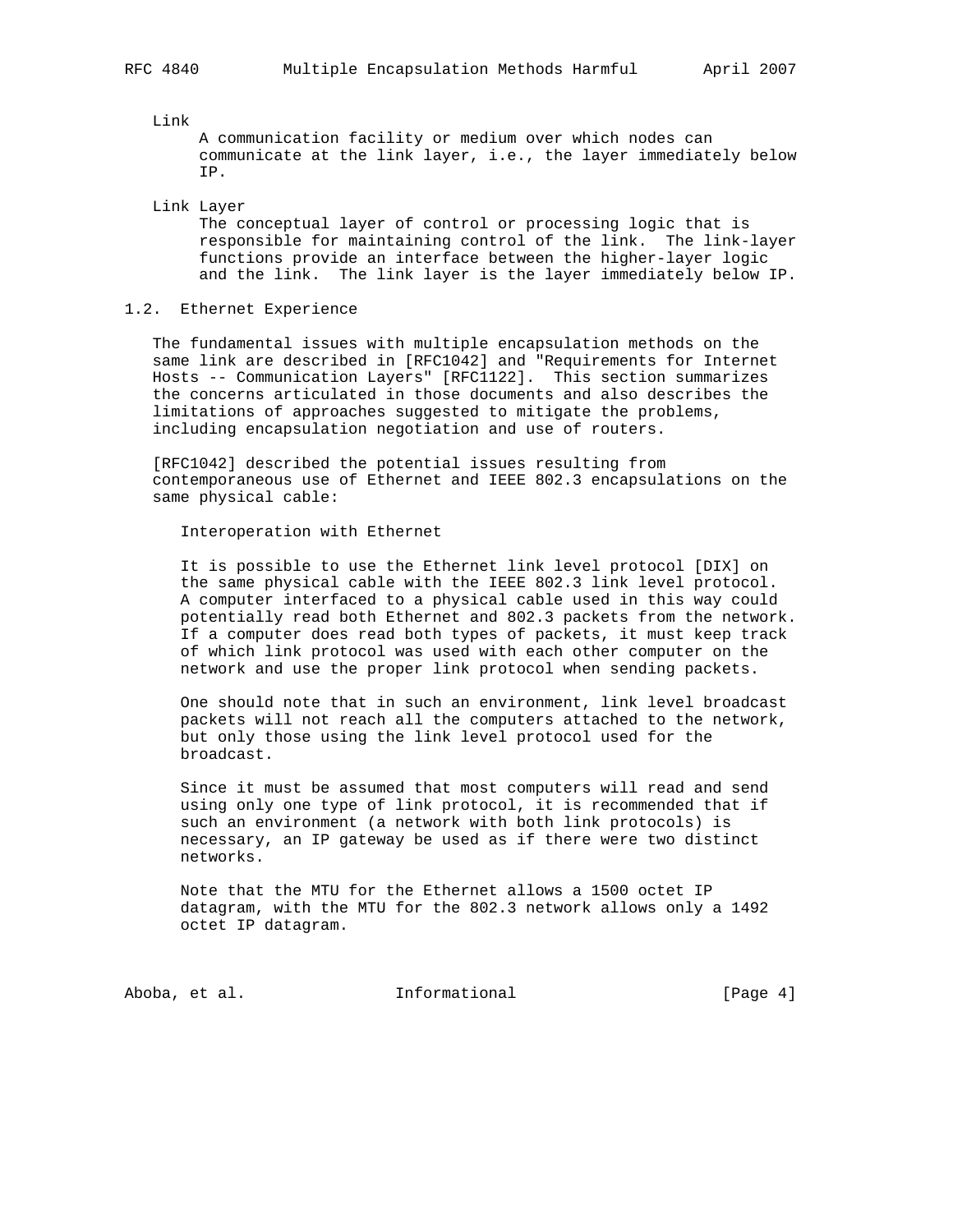Link

A communication facility or medium over which nodes can communicate at the link layer, i.e., the layer immediately below IP.

Link Layer

The conceptual layer of control or processing logic that is responsible for maintaining control of the link. The link-layer functions provide an interface between the higher-layer logic and the link. The link layer is the layer immediately below IP.

### 1.2. Ethernet Experience

The fundamental issues with multiple encapsulation methods on the same link are described in [RFC1042] and "Requirements for Internet Hosts -- Communication Layers" [RFC1122]. This section summarizes the concerns articulated in those documents and also describes the limitations of approaches suggested to mitigate the problems, including encapsulation negotiation and use of routers.

[RFC1042] described the potential issues resulting from contemporaneous use of Ethernet and IEEE 802.3 encapsulations on the same physical cable:

> Interoperation with Ethernet
>
> It is possible to use the Ethernet link level protocol [DIX] on the same physical cable with the IEEE 802.3 link level protocol. A computer interfaced to a physical cable used in this way could potentially read both Ethernet and 802.3 packets from the network. If a computer does read both types of packets, it must keep track of which link protocol was used with each other computer on the network and use the proper link protocol when sending packets.
>
> One should note that in such an environment, link level broadcast packets will not reach all the computers attached to the network, but only those using the link level protocol used for the broadcast.
>
> Since it must be assumed that most computers will read and send using only one type of link protocol, it is recommended that if such an environment (a network with both link protocols) is necessary, an IP gateway be used as if there were two distinct networks.
>
> Note that the MTU for the Ethernet allows a 1500 octet IP datagram, with the MTU for the 802.3 network allows only a 1492 octet IP datagram.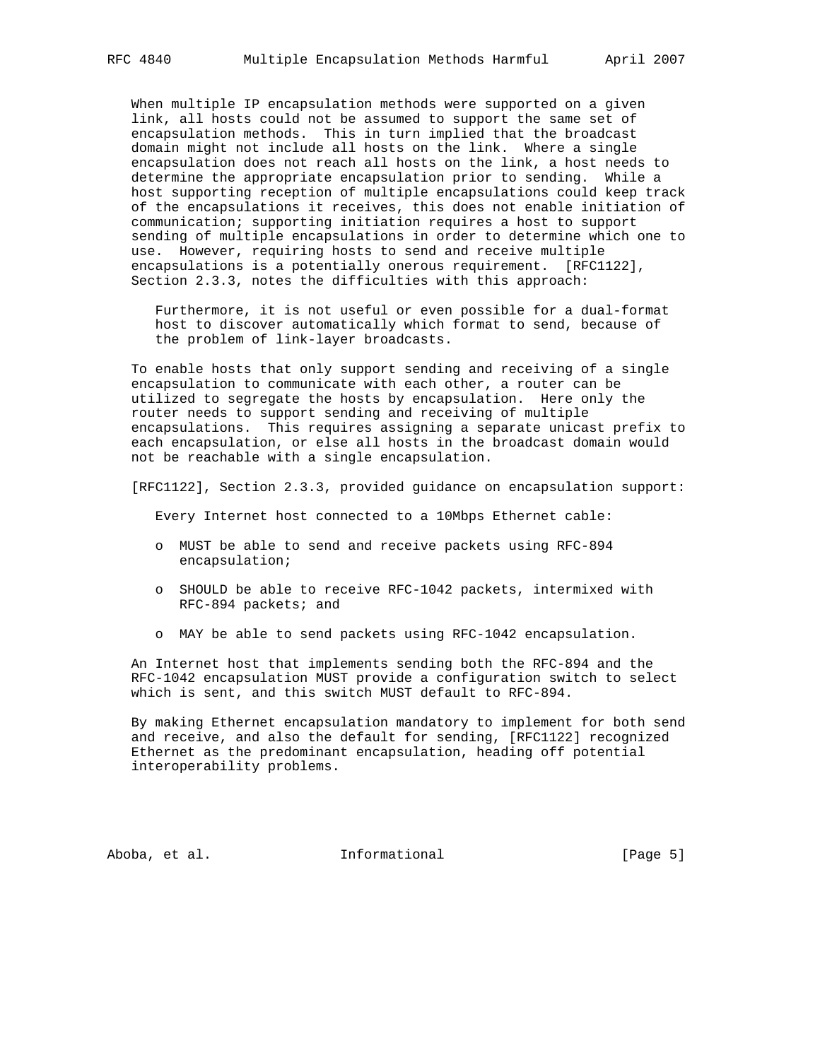When multiple IP encapsulation methods were supported on a given link, all hosts could not be assumed to support the same set of encapsulation methods. This in turn implied that the broadcast domain might not include all hosts on the link. Where a single encapsulation does not reach all hosts on the link, a host needs to determine the appropriate encapsulation prior to sending. While a host supporting reception of multiple encapsulations could keep track of the encapsulations it receives, this does not enable initiation of communication; supporting initiation requires a host to support sending of multiple encapsulations in order to determine which one to use. However, requiring hosts to send and receive multiple encapsulations is a potentially onerous requirement. [RFC1122], Section 2.3.3, notes the difficulties with this approach:

> Furthermore, it is not useful or even possible for a dual-format host to discover automatically which format to send, because of the problem of link-layer broadcasts.

To enable hosts that only support sending and receiving of a single encapsulation to communicate with each other, a router can be utilized to segregate the hosts by encapsulation. Here only the router needs to support sending and receiving of multiple encapsulations. This requires assigning a separate unicast prefix to each encapsulation, or else all hosts in the broadcast domain would not be reachable with a single encapsulation.

[RFC1122], Section 2.3.3, provided guidance on encapsulation support:

> Every Internet host connected to a 10Mbps Ethernet cable:
>
> - MUST be able to send and receive packets using RFC-894 encapsulation;
> - SHOULD be able to receive RFC-1042 packets, intermixed with RFC-894 packets; and
> - MAY be able to send packets using RFC-1042 encapsulation.

An Internet host that implements sending both the RFC-894 and the RFC-1042 encapsulation MUST provide a configuration switch to select which is sent, and this switch MUST default to RFC-894.

By making Ethernet encapsulation mandatory to implement for both send and receive, and also the default for sending, [RFC1122] recognized Ethernet as the predominant encapsulation, heading off potential interoperability problems.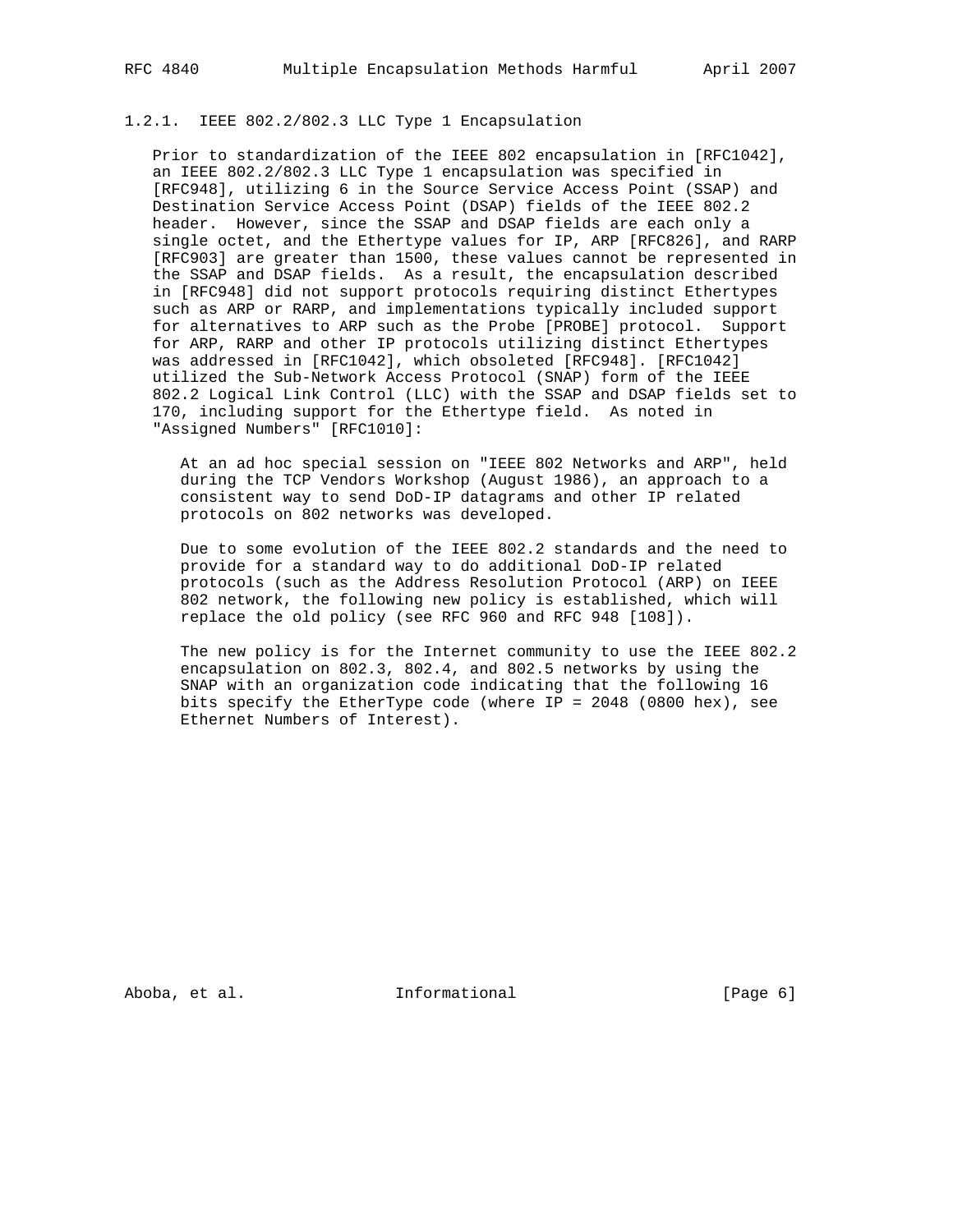### 1.2.1. IEEE 802.2/802.3 LLC Type 1 Encapsulation

Prior to standardization of the IEEE 802 encapsulation in [RFC1042], an IEEE 802.2/802.3 LLC Type 1 encapsulation was specified in [RFC948], utilizing 6 in the Source Service Access Point (SSAP) and Destination Service Access Point (DSAP) fields of the IEEE 802.2 header. However, since the SSAP and DSAP fields are each only a single octet, and the Ethertype values for IP, ARP [RFC826], and RARP [RFC903] are greater than 1500, these values cannot be represented in the SSAP and DSAP fields. As a result, the encapsulation described in [RFC948] did not support protocols requiring distinct Ethertypes such as ARP or RARP, and implementations typically included support for alternatives to ARP such as the Probe [PROBE] protocol. Support for ARP, RARP and other IP protocols utilizing distinct Ethertypes was addressed in [RFC1042], which obsoleted [RFC948]. [RFC1042] utilized the Sub-Network Access Protocol (SNAP) form of the IEEE 802.2 Logical Link Control (LLC) with the SSAP and DSAP fields set to 170, including support for the Ethertype field. As noted in "Assigned Numbers" [RFC1010]:

> At an ad hoc special session on "IEEE 802 Networks and ARP", held during the TCP Vendors Workshop (August 1986), an approach to a consistent way to send DoD-IP datagrams and other IP related protocols on 802 networks was developed.
>
> Due to some evolution of the IEEE 802.2 standards and the need to provide for a standard way to do additional DoD-IP related protocols (such as the Address Resolution Protocol (ARP) on IEEE 802 network, the following new policy is established, which will replace the old policy (see RFC 960 and RFC 948 [108]).
>
> The new policy is for the Internet community to use the IEEE 802.2 encapsulation on 802.3, 802.4, and 802.5 networks by using the SNAP with an organization code indicating that the following 16 bits specify the EtherType code (where IP = 2048 (0800 hex), see Ethernet Numbers of Interest).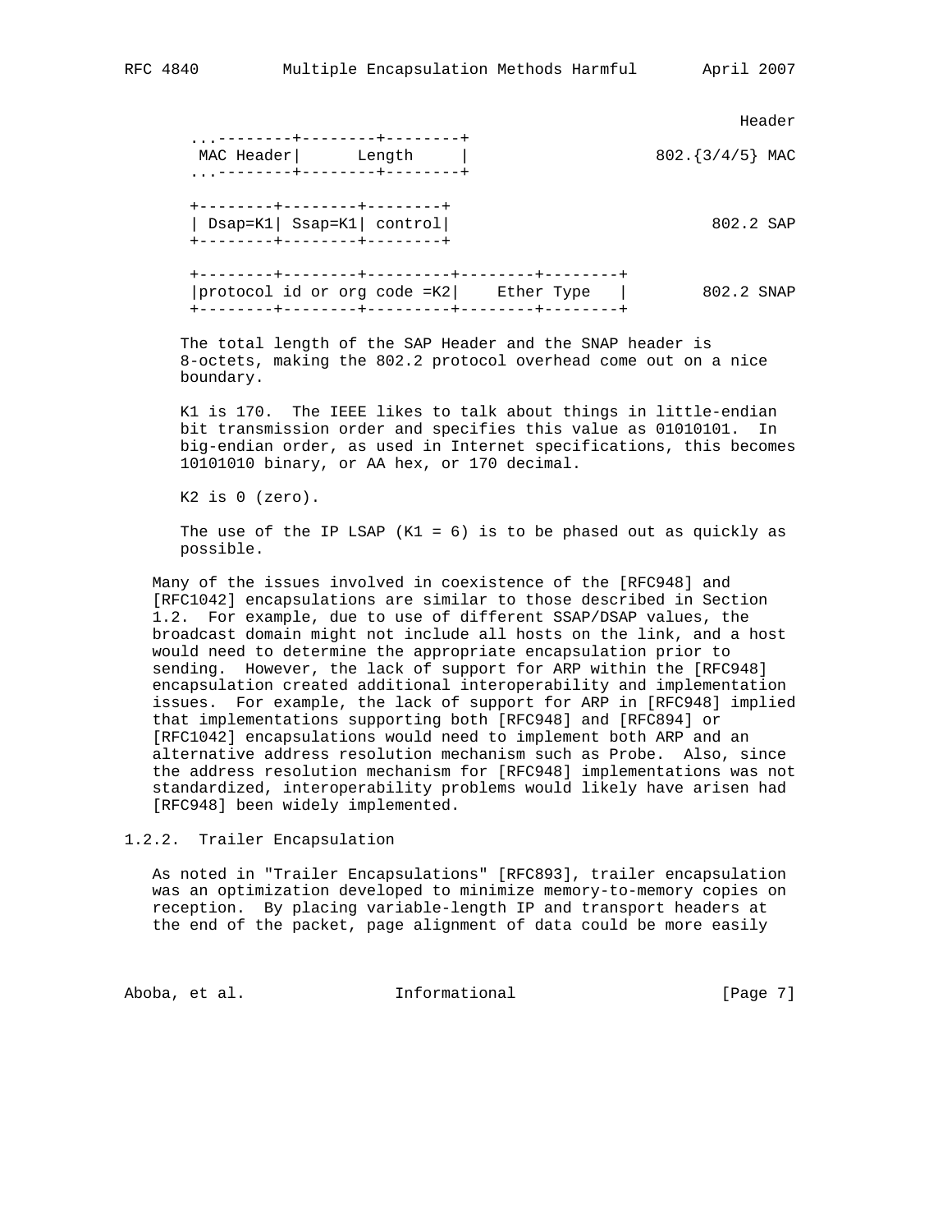```
                                                             Header
   ...---------+--------+--------+
    MAC Header|      Length     |                   802.{3/4/5} MAC
   ...---------+--------+--------+

   +--------+--------+--------+
   | Dsap=K1| Ssap=K1| control|                             802.2 SAP
   +--------+--------+--------+

   +--------+--------+---------+--------+--------+
   |protocol id or org code =K2|    Ether Type   |          802.2 SNAP
   +--------+--------+---------+--------+--------+
```

The total length of the SAP Header and the SNAP header is 8-octets, making the 802.2 protocol overhead come out on a nice boundary.

K1 is 170. The IEEE likes to talk about things in little-endian bit transmission order and specifies this value as 01010101. In big-endian order, as used in Internet specifications, this becomes 10101010 binary, or AA hex, or 170 decimal.

K2 is 0 (zero).

The use of the IP LSAP (K1 = 6) is to be phased out as quickly as possible.

Many of the issues involved in coexistence of the [RFC948] and [RFC1042] encapsulations are similar to those described in Section 1.2. For example, due to use of different SSAP/DSAP values, the broadcast domain might not include all hosts on the link, and a host would need to determine the appropriate encapsulation prior to sending. However, the lack of support for ARP within the [RFC948] encapsulation created additional interoperability and implementation issues. For example, the lack of support for ARP in [RFC948] implied that implementations supporting both [RFC948] and [RFC894] or [RFC1042] encapsulations would need to implement both ARP and an alternative address resolution mechanism such as Probe. Also, since the address resolution mechanism for [RFC948] implementations was not standardized, interoperability problems would likely have arisen had [RFC948] been widely implemented.

### 1.2.2. Trailer Encapsulation

As noted in "Trailer Encapsulations" [RFC893], trailer encapsulation was an optimization developed to minimize memory-to-memory copies on reception. By placing variable-length IP and transport headers at the end of the packet, page alignment of data could be more easily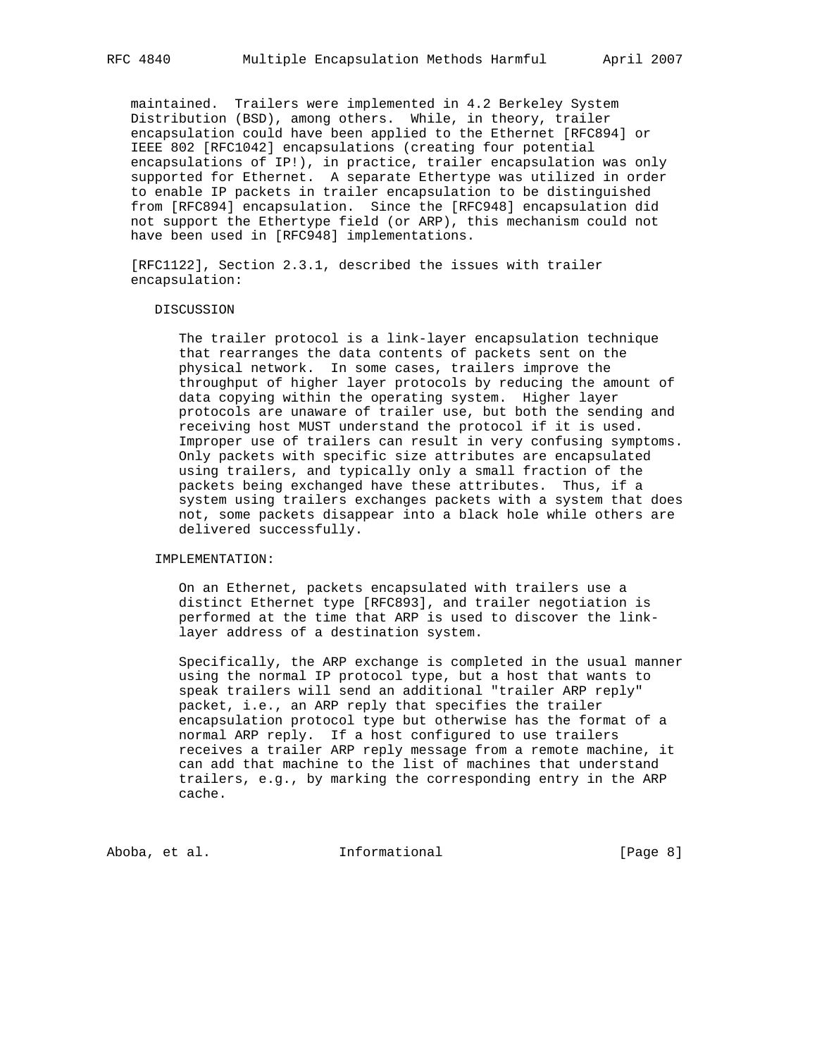maintained. Trailers were implemented in 4.2 Berkeley System Distribution (BSD), among others. While, in theory, trailer encapsulation could have been applied to the Ethernet [RFC894] or IEEE 802 [RFC1042] encapsulations (creating four potential encapsulations of IP!), in practice, trailer encapsulation was only supported for Ethernet. A separate Ethertype was utilized in order to enable IP packets in trailer encapsulation to be distinguished from [RFC894] encapsulation. Since the [RFC948] encapsulation did not support the Ethertype field (or ARP), this mechanism could not have been used in [RFC948] implementations.

[RFC1122], Section 2.3.1, described the issues with trailer encapsulation:

DISCUSSION

The trailer protocol is a link-layer encapsulation technique that rearranges the data contents of packets sent on the physical network. In some cases, trailers improve the throughput of higher layer protocols by reducing the amount of data copying within the operating system. Higher layer protocols are unaware of trailer use, but both the sending and receiving host MUST understand the protocol if it is used. Improper use of trailers can result in very confusing symptoms. Only packets with specific size attributes are encapsulated using trailers, and typically only a small fraction of the packets being exchanged have these attributes. Thus, if a system using trailers exchanges packets with a system that does not, some packets disappear into a black hole while others are delivered successfully.

IMPLEMENTATION:

On an Ethernet, packets encapsulated with trailers use a distinct Ethernet type [RFC893], and trailer negotiation is performed at the time that ARP is used to discover the link-layer address of a destination system.

Specifically, the ARP exchange is completed in the usual manner using the normal IP protocol type, but a host that wants to speak trailers will send an additional "trailer ARP reply" packet, i.e., an ARP reply that specifies the trailer encapsulation protocol type but otherwise has the format of a normal ARP reply. If a host configured to use trailers receives a trailer ARP reply message from a remote machine, it can add that machine to the list of machines that understand trailers, e.g., by marking the corresponding entry in the ARP cache.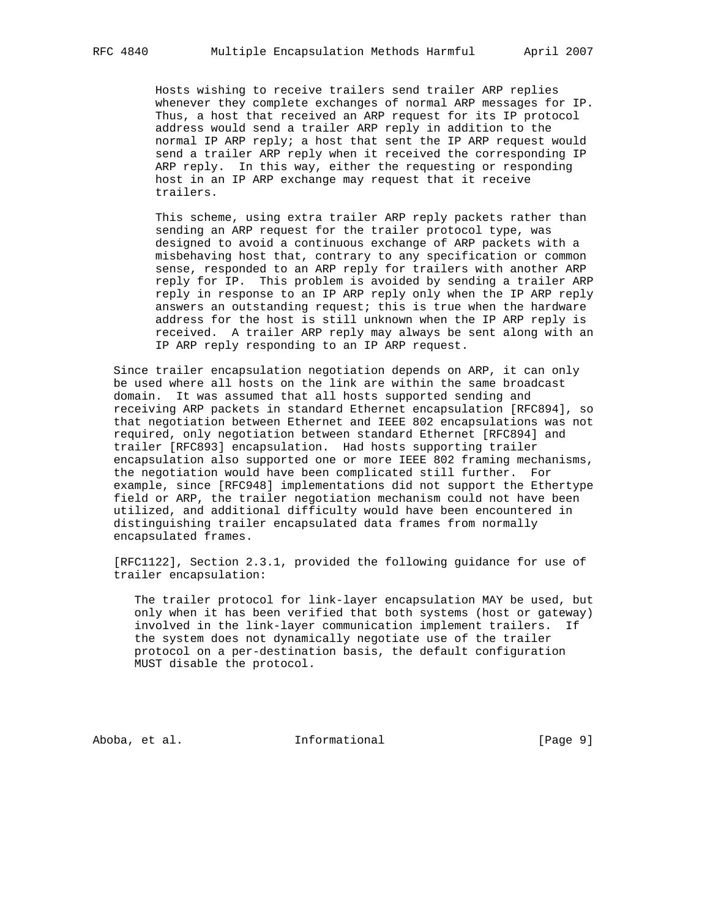Hosts wishing to receive trailers send trailer ARP replies whenever they complete exchanges of normal ARP messages for IP. Thus, a host that received an ARP request for its IP protocol address would send a trailer ARP reply in addition to the normal IP ARP reply; a host that sent the IP ARP request would send a trailer ARP reply when it received the corresponding IP ARP reply. In this way, either the requesting or responding host in an IP ARP exchange may request that it receive trailers.

> This scheme, using extra trailer ARP reply packets rather than sending an ARP request for the trailer protocol type, was designed to avoid a continuous exchange of ARP packets with a misbehaving host that, contrary to any specification or common sense, responded to an ARP reply for trailers with another ARP reply for IP. This problem is avoided by sending a trailer ARP reply in response to an IP ARP reply only when the IP ARP reply answers an outstanding request; this is true when the hardware address for the host is still unknown when the IP ARP reply is received. A trailer ARP reply may always be sent along with an IP ARP reply responding to an IP ARP request.

Since trailer encapsulation negotiation depends on ARP, it can only be used where all hosts on the link are within the same broadcast domain. It was assumed that all hosts supported sending and receiving ARP packets in standard Ethernet encapsulation [RFC894], so that negotiation between Ethernet and IEEE 802 encapsulations was not required, only negotiation between standard Ethernet [RFC894] and trailer [RFC893] encapsulation. Had hosts supporting trailer encapsulation also supported one or more IEEE 802 framing mechanisms, the negotiation would have been complicated still further. For example, since [RFC948] implementations did not support the Ethertype field or ARP, the trailer negotiation mechanism could not have been utilized, and additional difficulty would have been encountered in distinguishing trailer encapsulated data frames from normally encapsulated frames.

[RFC1122], Section 2.3.1, provided the following guidance for use of trailer encapsulation:

> The trailer protocol for link-layer encapsulation MAY be used, but only when it has been verified that both systems (host or gateway) involved in the link-layer communication implement trailers. If the system does not dynamically negotiate use of the trailer protocol on a per-destination basis, the default configuration MUST disable the protocol.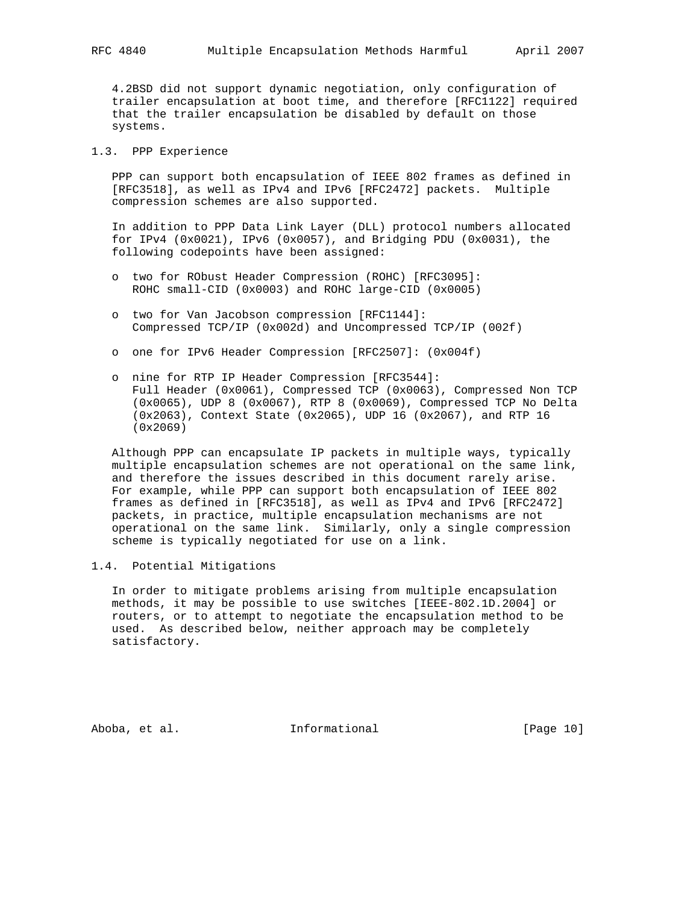4.2BSD did not support dynamic negotiation, only configuration of trailer encapsulation at boot time, and therefore [RFC1122] required that the trailer encapsulation be disabled by default on those systems.

### 1.3. PPP Experience

PPP can support both encapsulation of IEEE 802 frames as defined in [RFC3518], as well as IPv4 and IPv6 [RFC2472] packets. Multiple compression schemes are also supported.

In addition to PPP Data Link Layer (DLL) protocol numbers allocated for IPv4 (0x0021), IPv6 (0x0057), and Bridging PDU (0x0031), the following codepoints have been assigned:

- two for RObust Header Compression (ROHC) [RFC3095]: ROHC small-CID (0x0003) and ROHC large-CID (0x0005)
- two for Van Jacobson compression [RFC1144]: Compressed TCP/IP (0x002d) and Uncompressed TCP/IP (002f)
- one for IPv6 Header Compression [RFC2507]: (0x004f)
- nine for RTP IP Header Compression [RFC3544]: Full Header (0x0061), Compressed TCP (0x0063), Compressed Non TCP (0x0065), UDP 8 (0x0067), RTP 8 (0x0069), Compressed TCP No Delta (0x2063), Context State (0x2065), UDP 16 (0x2067), and RTP 16 (0x2069)

Although PPP can encapsulate IP packets in multiple ways, typically multiple encapsulation schemes are not operational on the same link, and therefore the issues described in this document rarely arise. For example, while PPP can support both encapsulation of IEEE 802 frames as defined in [RFC3518], as well as IPv4 and IPv6 [RFC2472] packets, in practice, multiple encapsulation mechanisms are not operational on the same link. Similarly, only a single compression scheme is typically negotiated for use on a link.

### 1.4. Potential Mitigations

In order to mitigate problems arising from multiple encapsulation methods, it may be possible to use switches [IEEE-802.1D.2004] or routers, or to attempt to negotiate the encapsulation method to be used. As described below, neither approach may be completely satisfactory.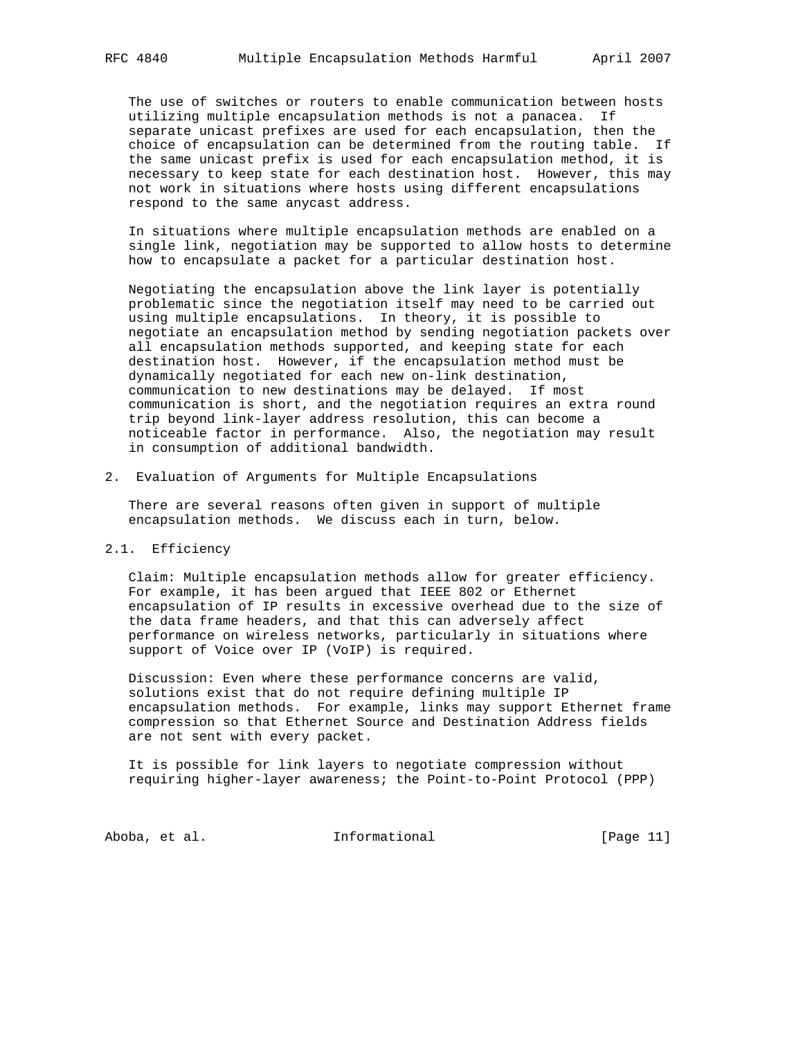The use of switches or routers to enable communication between hosts utilizing multiple encapsulation methods is not a panacea. If separate unicast prefixes are used for each encapsulation, then the choice of encapsulation can be determined from the routing table. If the same unicast prefix is used for each encapsulation method, it is necessary to keep state for each destination host. However, this may not work in situations where hosts using different encapsulations respond to the same anycast address.

In situations where multiple encapsulation methods are enabled on a single link, negotiation may be supported to allow hosts to determine how to encapsulate a packet for a particular destination host.

Negotiating the encapsulation above the link layer is potentially problematic since the negotiation itself may need to be carried out using multiple encapsulations. In theory, it is possible to negotiate an encapsulation method by sending negotiation packets over all encapsulation methods supported, and keeping state for each destination host. However, if the encapsulation method must be dynamically negotiated for each new on-link destination, communication to new destinations may be delayed. If most communication is short, and the negotiation requires an extra round trip beyond link-layer address resolution, this can become a noticeable factor in performance. Also, the negotiation may result in consumption of additional bandwidth.

## 2. Evaluation of Arguments for Multiple Encapsulations

There are several reasons often given in support of multiple encapsulation methods. We discuss each in turn, below.

### 2.1. Efficiency

Claim: Multiple encapsulation methods allow for greater efficiency. For example, it has been argued that IEEE 802 or Ethernet encapsulation of IP results in excessive overhead due to the size of the data frame headers, and that this can adversely affect performance on wireless networks, particularly in situations where support of Voice over IP (VoIP) is required.

Discussion: Even where these performance concerns are valid, solutions exist that do not require defining multiple IP encapsulation methods. For example, links may support Ethernet frame compression so that Ethernet Source and Destination Address fields are not sent with every packet.

It is possible for link layers to negotiate compression without requiring higher-layer awareness; the Point-to-Point Protocol (PPP)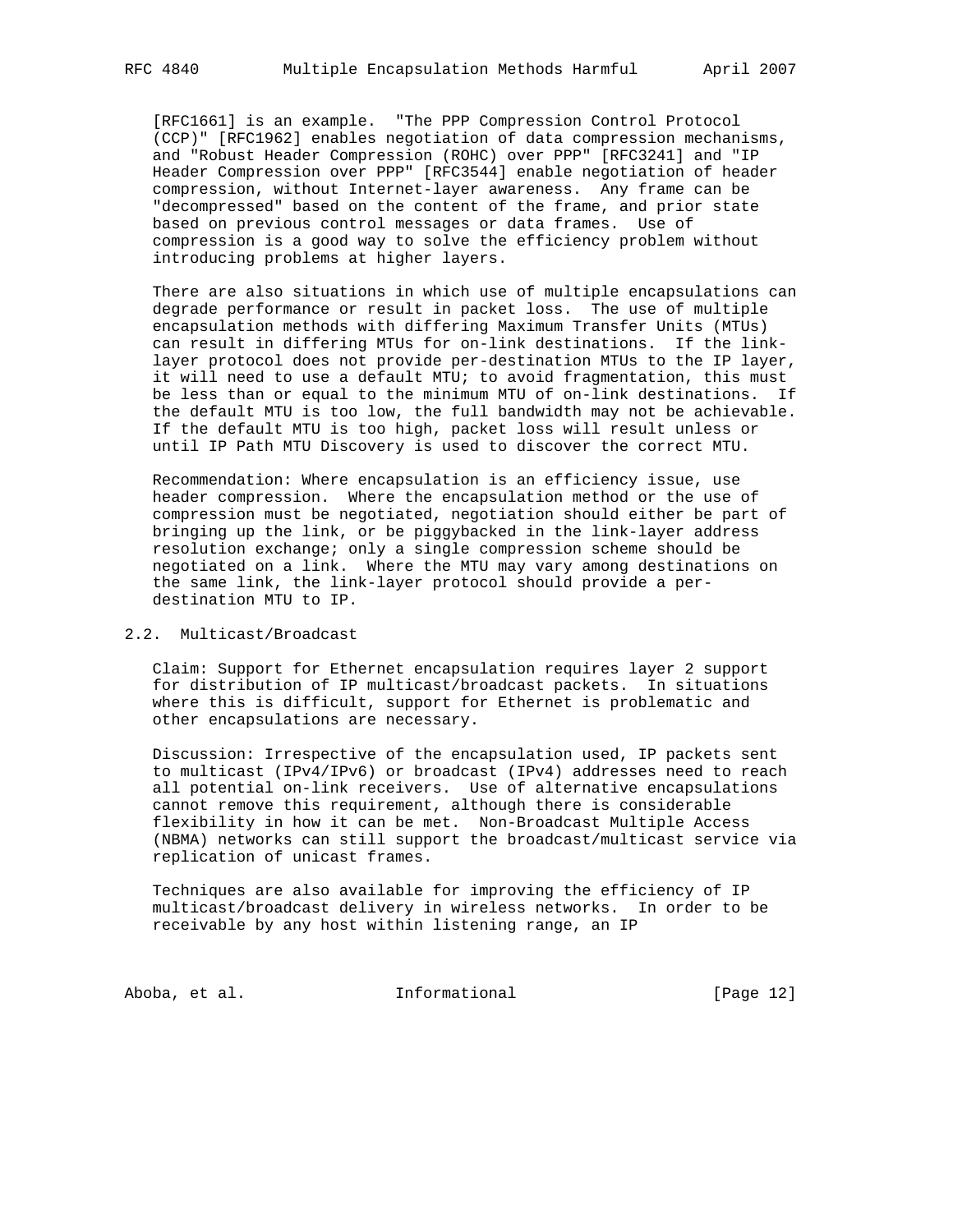[RFC1661] is an example. "The PPP Compression Control Protocol (CCP)" [RFC1962] enables negotiation of data compression mechanisms, and "Robust Header Compression (ROHC) over PPP" [RFC3241] and "IP Header Compression over PPP" [RFC3544] enable negotiation of header compression, without Internet-layer awareness. Any frame can be "decompressed" based on the content of the frame, and prior state based on previous control messages or data frames. Use of compression is a good way to solve the efficiency problem without introducing problems at higher layers.

There are also situations in which use of multiple encapsulations can degrade performance or result in packet loss. The use of multiple encapsulation methods with differing Maximum Transfer Units (MTUs) can result in differing MTUs for on-link destinations. If the link-layer protocol does not provide per-destination MTUs to the IP layer, it will need to use a default MTU; to avoid fragmentation, this must be less than or equal to the minimum MTU of on-link destinations. If the default MTU is too low, the full bandwidth may not be achievable. If the default MTU is too high, packet loss will result unless or until IP Path MTU Discovery is used to discover the correct MTU.

Recommendation: Where encapsulation is an efficiency issue, use header compression. Where the encapsulation method or the use of compression must be negotiated, negotiation should either be part of bringing up the link, or be piggybacked in the link-layer address resolution exchange; only a single compression scheme should be negotiated on a link. Where the MTU may vary among destinations on the same link, the link-layer protocol should provide a per-destination MTU to IP.

## 2.2. Multicast/Broadcast

Claim: Support for Ethernet encapsulation requires layer 2 support for distribution of IP multicast/broadcast packets. In situations where this is difficult, support for Ethernet is problematic and other encapsulations are necessary.

Discussion: Irrespective of the encapsulation used, IP packets sent to multicast (IPv4/IPv6) or broadcast (IPv4) addresses need to reach all potential on-link receivers. Use of alternative encapsulations cannot remove this requirement, although there is considerable flexibility in how it can be met. Non-Broadcast Multiple Access (NBMA) networks can still support the broadcast/multicast service via replication of unicast frames.

Techniques are also available for improving the efficiency of IP multicast/broadcast delivery in wireless networks. In order to be receivable by any host within listening range, an IP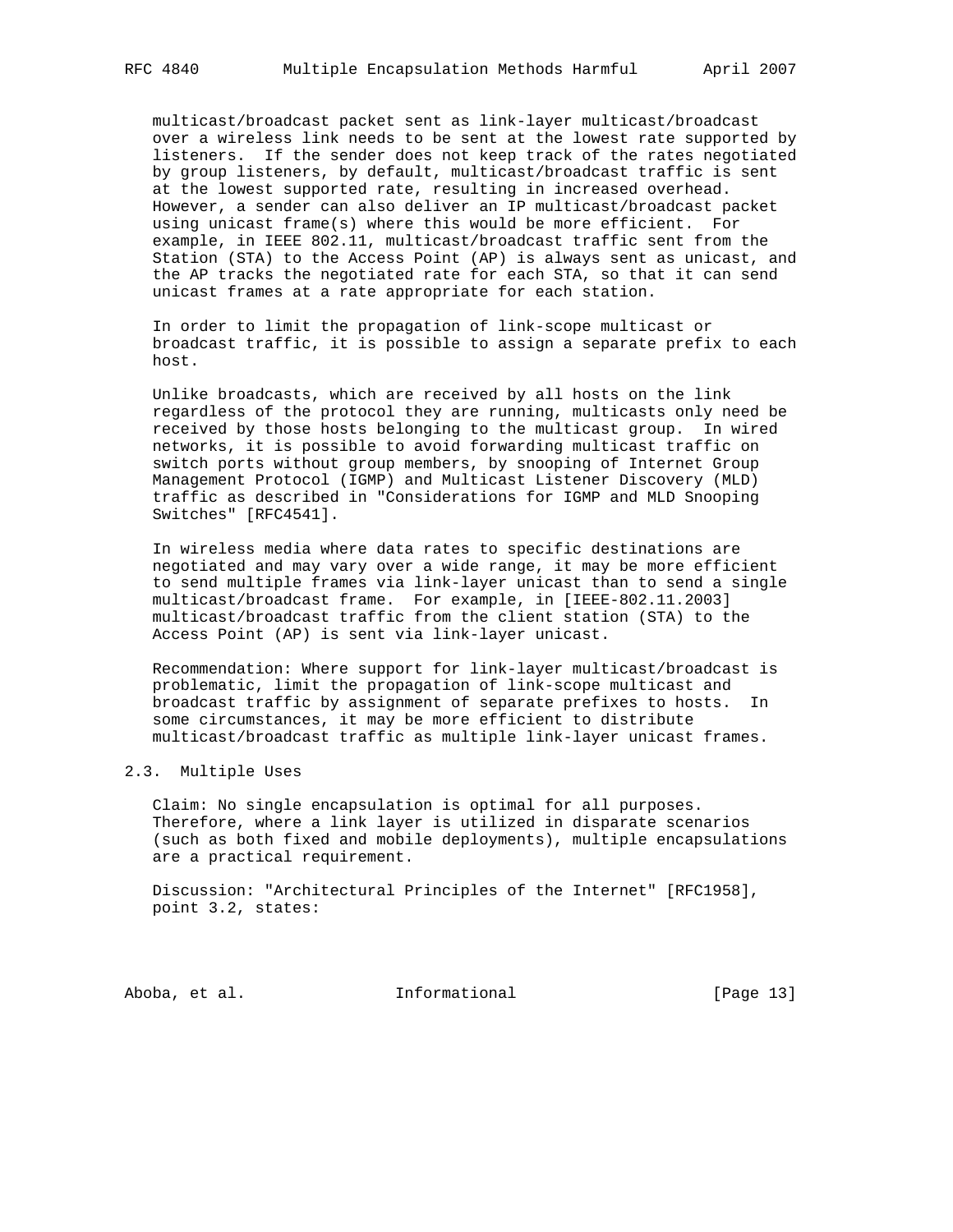multicast/broadcast packet sent as link-layer multicast/broadcast over a wireless link needs to be sent at the lowest rate supported by listeners. If the sender does not keep track of the rates negotiated by group listeners, by default, multicast/broadcast traffic is sent at the lowest supported rate, resulting in increased overhead. However, a sender can also deliver an IP multicast/broadcast packet using unicast frame(s) where this would be more efficient. For example, in IEEE 802.11, multicast/broadcast traffic sent from the Station (STA) to the Access Point (AP) is always sent as unicast, and the AP tracks the negotiated rate for each STA, so that it can send unicast frames at a rate appropriate for each station.

In order to limit the propagation of link-scope multicast or broadcast traffic, it is possible to assign a separate prefix to each host.

Unlike broadcasts, which are received by all hosts on the link regardless of the protocol they are running, multicasts only need be received by those hosts belonging to the multicast group. In wired networks, it is possible to avoid forwarding multicast traffic on switch ports without group members, by snooping of Internet Group Management Protocol (IGMP) and Multicast Listener Discovery (MLD) traffic as described in "Considerations for IGMP and MLD Snooping Switches" [RFC4541].

In wireless media where data rates to specific destinations are negotiated and may vary over a wide range, it may be more efficient to send multiple frames via link-layer unicast than to send a single multicast/broadcast frame. For example, in [IEEE-802.11.2003] multicast/broadcast traffic from the client station (STA) to the Access Point (AP) is sent via link-layer unicast.

Recommendation: Where support for link-layer multicast/broadcast is problematic, limit the propagation of link-scope multicast and broadcast traffic by assignment of separate prefixes to hosts. In some circumstances, it may be more efficient to distribute multicast/broadcast traffic as multiple link-layer unicast frames.

## 2.3. Multiple Uses

Claim: No single encapsulation is optimal for all purposes. Therefore, where a link layer is utilized in disparate scenarios (such as both fixed and mobile deployments), multiple encapsulations are a practical requirement.

Discussion: "Architectural Principles of the Internet" [RFC1958], point 3.2, states: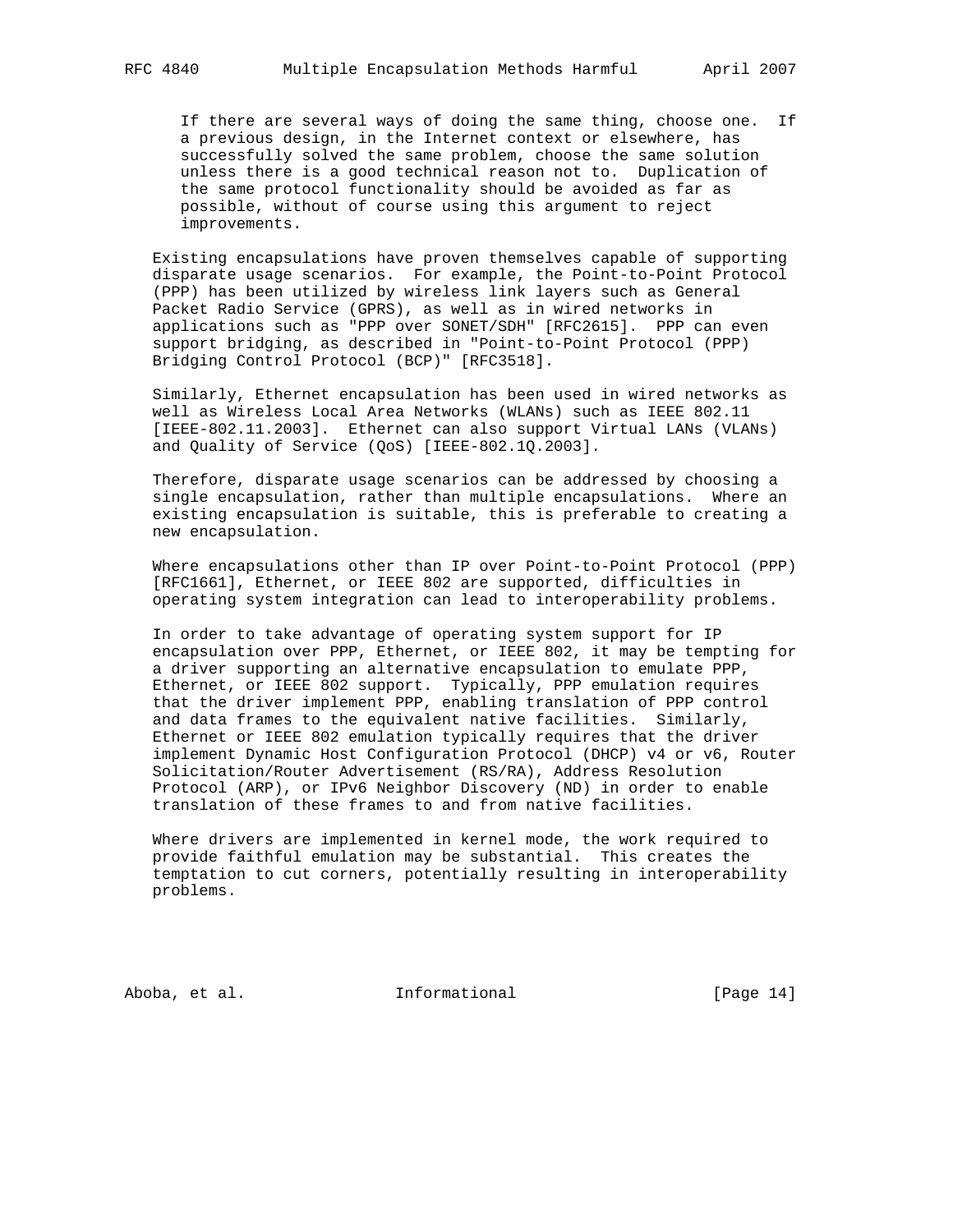> If there are several ways of doing the same thing, choose one. If a previous design, in the Internet context or elsewhere, has successfully solved the same problem, choose the same solution unless there is a good technical reason not to. Duplication of the same protocol functionality should be avoided as far as possible, without of course using this argument to reject improvements.

Existing encapsulations have proven themselves capable of supporting disparate usage scenarios. For example, the Point-to-Point Protocol (PPP) has been utilized by wireless link layers such as General Packet Radio Service (GPRS), as well as in wired networks in applications such as "PPP over SONET/SDH" [RFC2615]. PPP can even support bridging, as described in "Point-to-Point Protocol (PPP) Bridging Control Protocol (BCP)" [RFC3518].

Similarly, Ethernet encapsulation has been used in wired networks as well as Wireless Local Area Networks (WLANs) such as IEEE 802.11 [IEEE-802.11.2003]. Ethernet can also support Virtual LANs (VLANs) and Quality of Service (QoS) [IEEE-802.1Q.2003].

Therefore, disparate usage scenarios can be addressed by choosing a single encapsulation, rather than multiple encapsulations. Where an existing encapsulation is suitable, this is preferable to creating a new encapsulation.

Where encapsulations other than IP over Point-to-Point Protocol (PPP) [RFC1661], Ethernet, or IEEE 802 are supported, difficulties in operating system integration can lead to interoperability problems.

In order to take advantage of operating system support for IP encapsulation over PPP, Ethernet, or IEEE 802, it may be tempting for a driver supporting an alternative encapsulation to emulate PPP, Ethernet, or IEEE 802 support. Typically, PPP emulation requires that the driver implement PPP, enabling translation of PPP control and data frames to the equivalent native facilities. Similarly, Ethernet or IEEE 802 emulation typically requires that the driver implement Dynamic Host Configuration Protocol (DHCP) v4 or v6, Router Solicitation/Router Advertisement (RS/RA), Address Resolution Protocol (ARP), or IPv6 Neighbor Discovery (ND) in order to enable translation of these frames to and from native facilities.

Where drivers are implemented in kernel mode, the work required to provide faithful emulation may be substantial. This creates the temptation to cut corners, potentially resulting in interoperability problems.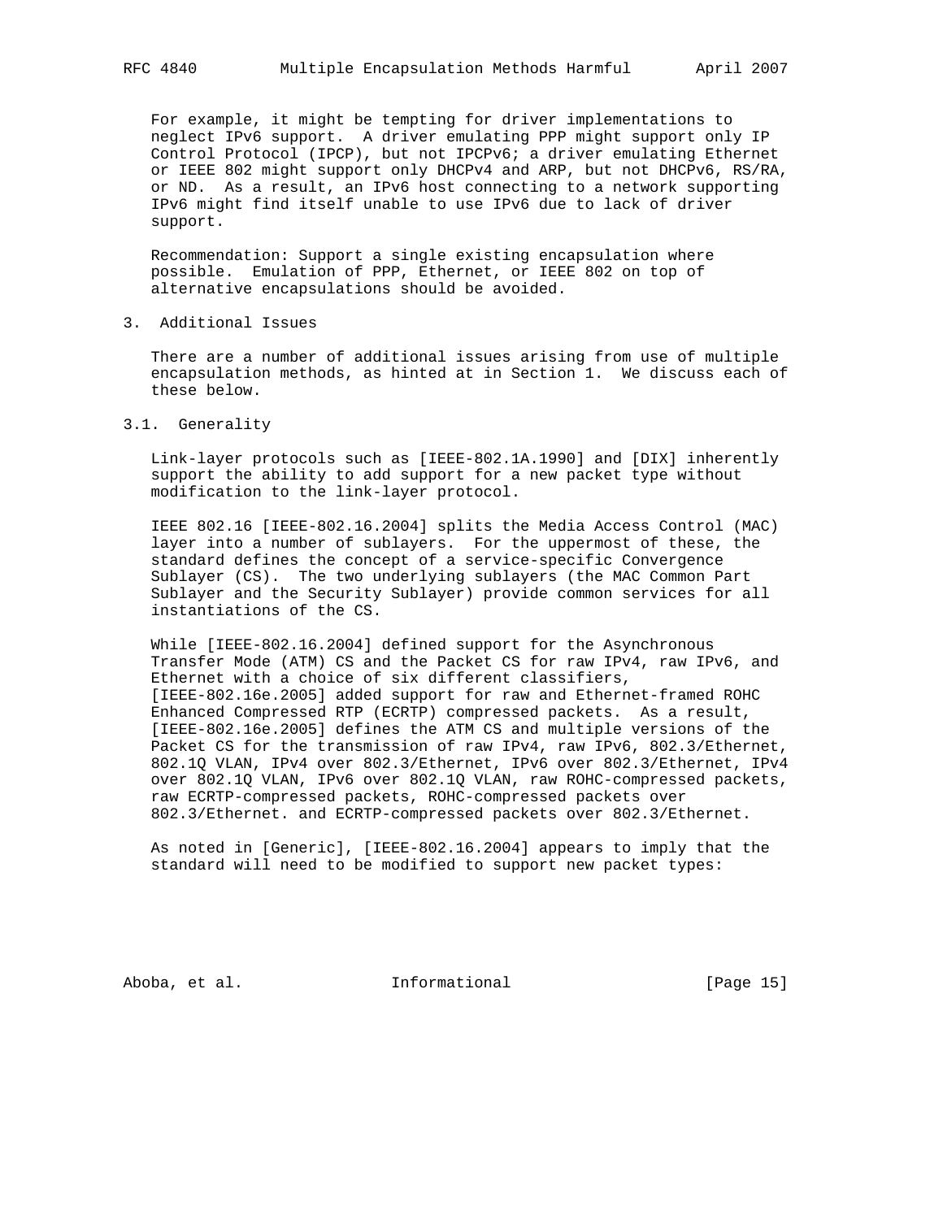For example, it might be tempting for driver implementations to neglect IPv6 support. A driver emulating PPP might support only IP Control Protocol (IPCP), but not IPCPv6; a driver emulating Ethernet or IEEE 802 might support only DHCPv4 and ARP, but not DHCPv6, RS/RA, or ND. As a result, an IPv6 host connecting to a network supporting IPv6 might find itself unable to use IPv6 due to lack of driver support.

Recommendation: Support a single existing encapsulation where possible. Emulation of PPP, Ethernet, or IEEE 802 on top of alternative encapsulations should be avoided.

## 3. Additional Issues

There are a number of additional issues arising from use of multiple encapsulation methods, as hinted at in Section 1. We discuss each of these below.

### 3.1. Generality

Link-layer protocols such as [IEEE-802.1A.1990] and [DIX] inherently support the ability to add support for a new packet type without modification to the link-layer protocol.

IEEE 802.16 [IEEE-802.16.2004] splits the Media Access Control (MAC) layer into a number of sublayers. For the uppermost of these, the standard defines the concept of a service-specific Convergence Sublayer (CS). The two underlying sublayers (the MAC Common Part Sublayer and the Security Sublayer) provide common services for all instantiations of the CS.

While [IEEE-802.16.2004] defined support for the Asynchronous Transfer Mode (ATM) CS and the Packet CS for raw IPv4, raw IPv6, and Ethernet with a choice of six different classifiers, [IEEE-802.16e.2005] added support for raw and Ethernet-framed ROHC Enhanced Compressed RTP (ECRTP) compressed packets. As a result, [IEEE-802.16e.2005] defines the ATM CS and multiple versions of the Packet CS for the transmission of raw IPv4, raw IPv6, 802.3/Ethernet, 802.1Q VLAN, IPv4 over 802.3/Ethernet, IPv6 over 802.3/Ethernet, IPv4 over 802.1Q VLAN, IPv6 over 802.1Q VLAN, raw ROHC-compressed packets, raw ECRTP-compressed packets, ROHC-compressed packets over 802.3/Ethernet. and ECRTP-compressed packets over 802.3/Ethernet.

As noted in [Generic], [IEEE-802.16.2004] appears to imply that the standard will need to be modified to support new packet types: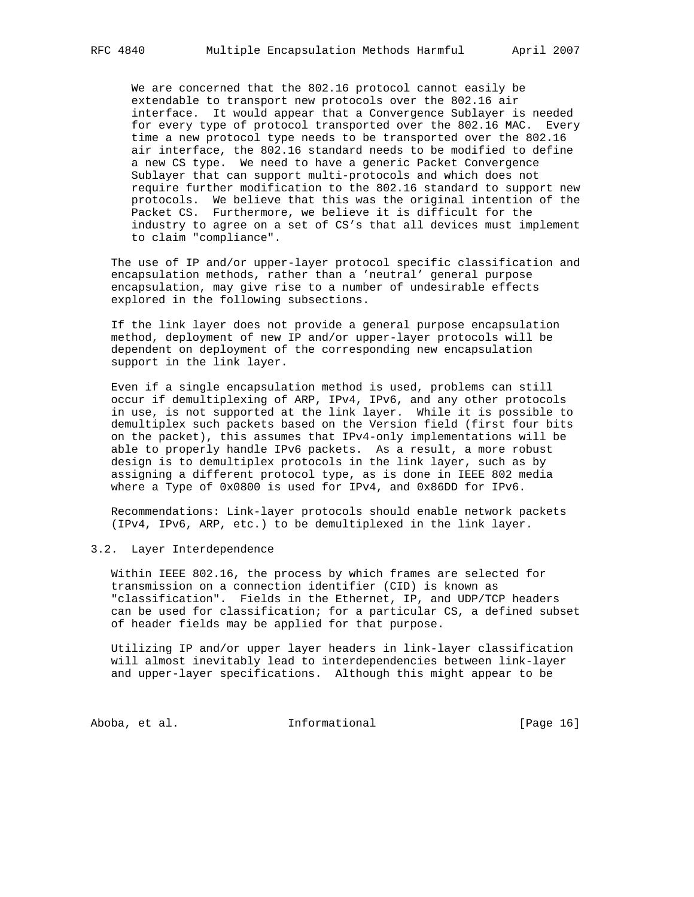> We are concerned that the 802.16 protocol cannot easily be extendable to transport new protocols over the 802.16 air interface. It would appear that a Convergence Sublayer is needed for every type of protocol transported over the 802.16 MAC. Every time a new protocol type needs to be transported over the 802.16 air interface, the 802.16 standard needs to be modified to define a new CS type. We need to have a generic Packet Convergence Sublayer that can support multi-protocols and which does not require further modification to the 802.16 standard to support new protocols. We believe that this was the original intention of the Packet CS. Furthermore, we believe it is difficult for the industry to agree on a set of CS's that all devices must implement to claim "compliance".

The use of IP and/or upper-layer protocol specific classification and encapsulation methods, rather than a 'neutral' general purpose encapsulation, may give rise to a number of undesirable effects explored in the following subsections.

If the link layer does not provide a general purpose encapsulation method, deployment of new IP and/or upper-layer protocols will be dependent on deployment of the corresponding new encapsulation support in the link layer.

Even if a single encapsulation method is used, problems can still occur if demultiplexing of ARP, IPv4, IPv6, and any other protocols in use, is not supported at the link layer. While it is possible to demultiplex such packets based on the Version field (first four bits on the packet), this assumes that IPv4-only implementations will be able to properly handle IPv6 packets. As a result, a more robust design is to demultiplex protocols in the link layer, such as by assigning a different protocol type, as is done in IEEE 802 media where a Type of 0x0800 is used for IPv4, and 0x86DD for IPv6.

Recommendations: Link-layer protocols should enable network packets (IPv4, IPv6, ARP, etc.) to be demultiplexed in the link layer.

## 3.2. Layer Interdependence

Within IEEE 802.16, the process by which frames are selected for transmission on a connection identifier (CID) is known as "classification". Fields in the Ethernet, IP, and UDP/TCP headers can be used for classification; for a particular CS, a defined subset of header fields may be applied for that purpose.

Utilizing IP and/or upper layer headers in link-layer classification will almost inevitably lead to interdependencies between link-layer and upper-layer specifications. Although this might appear to be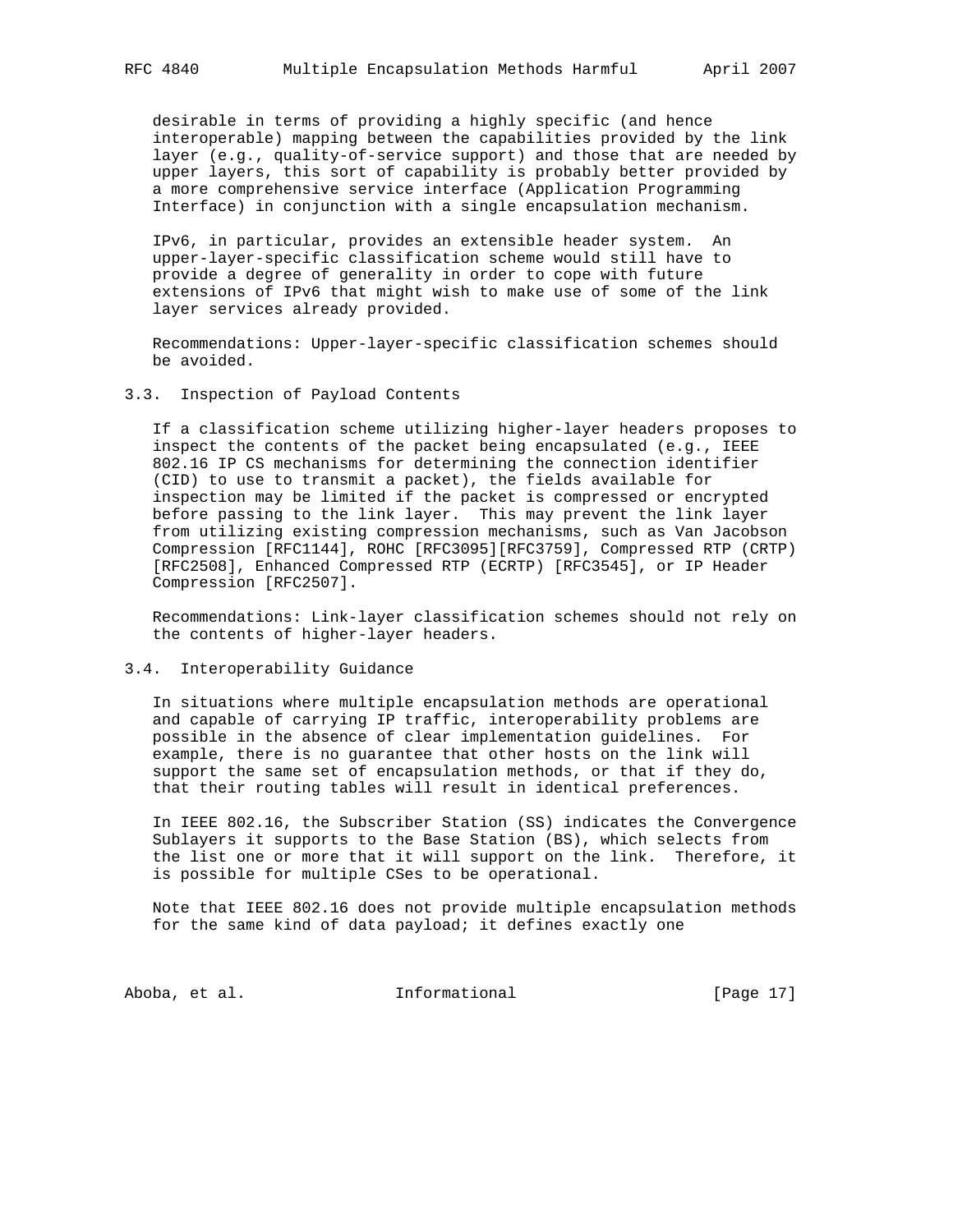desirable in terms of providing a highly specific (and hence interoperable) mapping between the capabilities provided by the link layer (e.g., quality-of-service support) and those that are needed by upper layers, this sort of capability is probably better provided by a more comprehensive service interface (Application Programming Interface) in conjunction with a single encapsulation mechanism.

IPv6, in particular, provides an extensible header system. An upper-layer-specific classification scheme would still have to provide a degree of generality in order to cope with future extensions of IPv6 that might wish to make use of some of the link layer services already provided.

Recommendations: Upper-layer-specific classification schemes should be avoided.

### 3.3. Inspection of Payload Contents

If a classification scheme utilizing higher-layer headers proposes to inspect the contents of the packet being encapsulated (e.g., IEEE 802.16 IP CS mechanisms for determining the connection identifier (CID) to use to transmit a packet), the fields available for inspection may be limited if the packet is compressed or encrypted before passing to the link layer. This may prevent the link layer from utilizing existing compression mechanisms, such as Van Jacobson Compression [RFC1144], ROHC [RFC3095][RFC3759], Compressed RTP (CRTP) [RFC2508], Enhanced Compressed RTP (ECRTP) [RFC3545], or IP Header Compression [RFC2507].

Recommendations: Link-layer classification schemes should not rely on the contents of higher-layer headers.

### 3.4. Interoperability Guidance

In situations where multiple encapsulation methods are operational and capable of carrying IP traffic, interoperability problems are possible in the absence of clear implementation guidelines. For example, there is no guarantee that other hosts on the link will support the same set of encapsulation methods, or that if they do, that their routing tables will result in identical preferences.

In IEEE 802.16, the Subscriber Station (SS) indicates the Convergence Sublayers it supports to the Base Station (BS), which selects from the list one or more that it will support on the link. Therefore, it is possible for multiple CSes to be operational.

Note that IEEE 802.16 does not provide multiple encapsulation methods for the same kind of data payload; it defines exactly one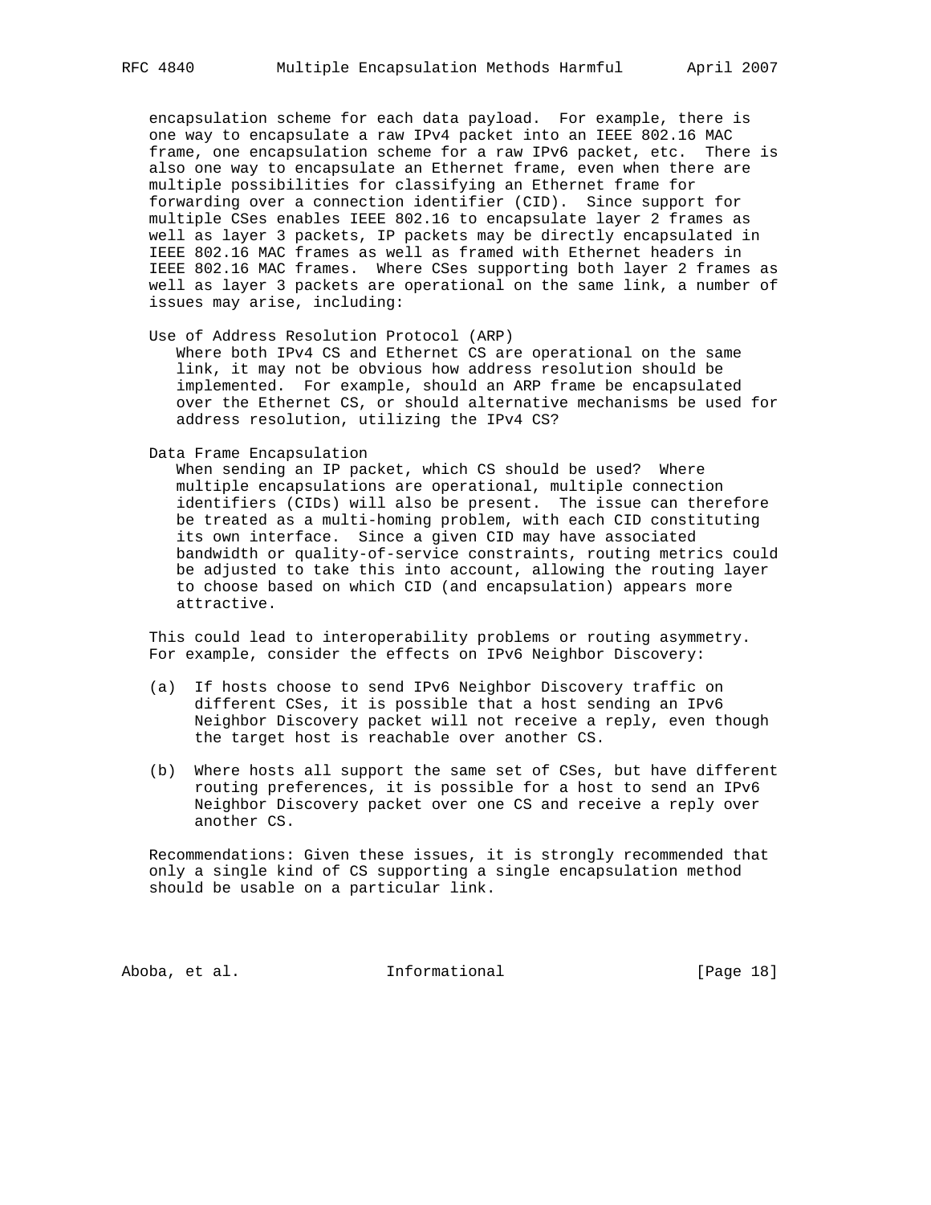encapsulation scheme for each data payload. For example, there is one way to encapsulate a raw IPv4 packet into an IEEE 802.16 MAC frame, one encapsulation scheme for a raw IPv6 packet, etc. There is also one way to encapsulate an Ethernet frame, even when there are multiple possibilities for classifying an Ethernet frame for forwarding over a connection identifier (CID). Since support for multiple CSes enables IEEE 802.16 to encapsulate layer 2 frames as well as layer 3 packets, IP packets may be directly encapsulated in IEEE 802.16 MAC frames as well as framed with Ethernet headers in IEEE 802.16 MAC frames. Where CSes supporting both layer 2 frames as well as layer 3 packets are operational on the same link, a number of issues may arise, including:

Use of Address Resolution Protocol (ARP)
: Where both IPv4 CS and Ethernet CS are operational on the same link, it may not be obvious how address resolution should be implemented. For example, should an ARP frame be encapsulated over the Ethernet CS, or should alternative mechanisms be used for address resolution, utilizing the IPv4 CS?

Data Frame Encapsulation
: When sending an IP packet, which CS should be used? Where multiple encapsulations are operational, multiple connection identifiers (CIDs) will also be present. The issue can therefore be treated as a multi-homing problem, with each CID constituting its own interface. Since a given CID may have associated bandwidth or quality-of-service constraints, routing metrics could be adjusted to take this into account, allowing the routing layer to choose based on which CID (and encapsulation) appears more attractive.

This could lead to interoperability problems or routing asymmetry. For example, consider the effects on IPv6 Neighbor Discovery:

(a) If hosts choose to send IPv6 Neighbor Discovery traffic on different CSes, it is possible that a host sending an IPv6 Neighbor Discovery packet will not receive a reply, even though the target host is reachable over another CS.

(b) Where hosts all support the same set of CSes, but have different routing preferences, it is possible for a host to send an IPv6 Neighbor Discovery packet over one CS and receive a reply over another CS.

Recommendations: Given these issues, it is strongly recommended that only a single kind of CS supporting a single encapsulation method should be usable on a particular link.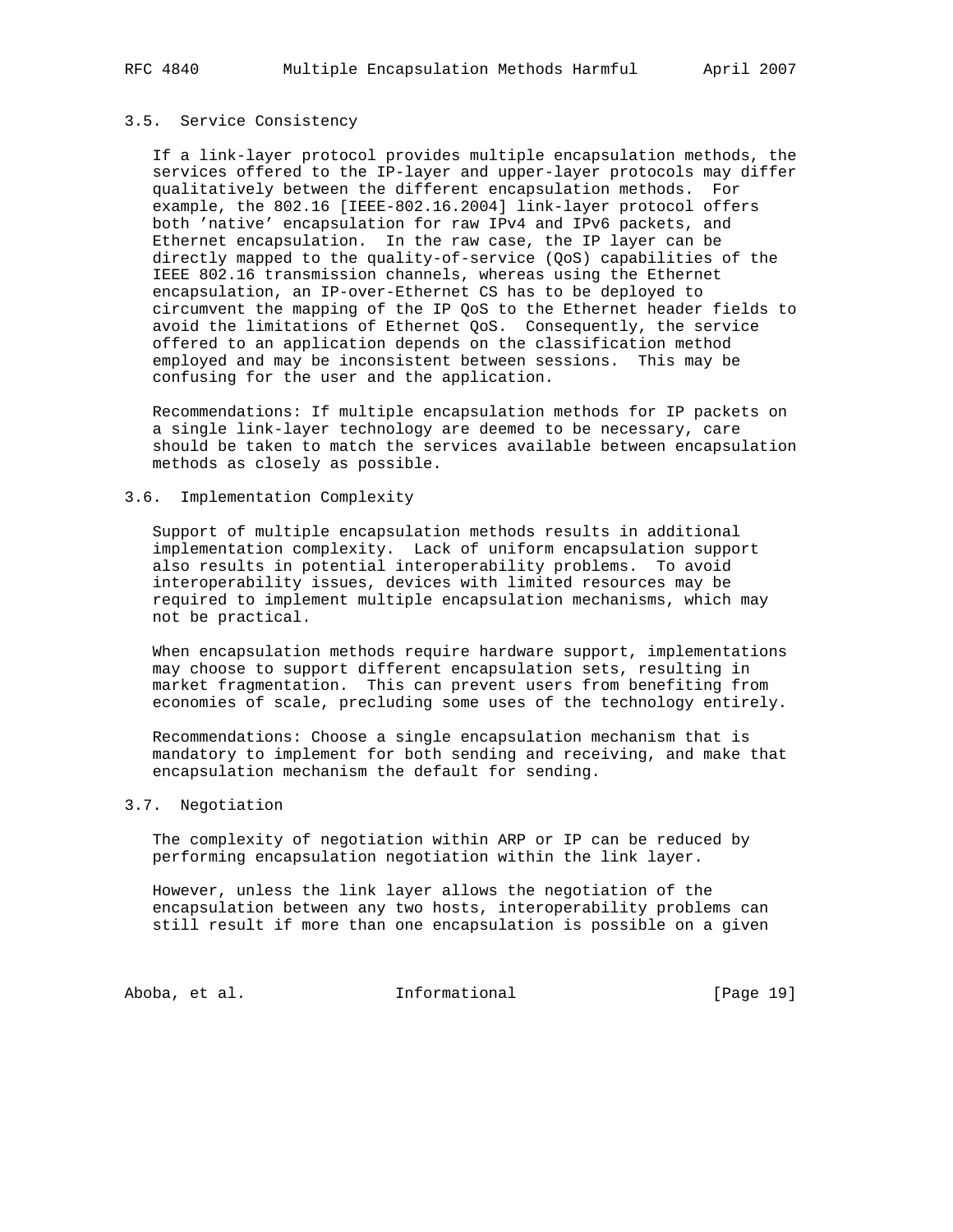### 3.5. Service Consistency

If a link-layer protocol provides multiple encapsulation methods, the services offered to the IP-layer and upper-layer protocols may differ qualitatively between the different encapsulation methods. For example, the 802.16 [IEEE-802.16.2004] link-layer protocol offers both 'native' encapsulation for raw IPv4 and IPv6 packets, and Ethernet encapsulation. In the raw case, the IP layer can be directly mapped to the quality-of-service (QoS) capabilities of the IEEE 802.16 transmission channels, whereas using the Ethernet encapsulation, an IP-over-Ethernet CS has to be deployed to circumvent the mapping of the IP QoS to the Ethernet header fields to avoid the limitations of Ethernet QoS. Consequently, the service offered to an application depends on the classification method employed and may be inconsistent between sessions. This may be confusing for the user and the application.

Recommendations: If multiple encapsulation methods for IP packets on a single link-layer technology are deemed to be necessary, care should be taken to match the services available between encapsulation methods as closely as possible.

### 3.6. Implementation Complexity

Support of multiple encapsulation methods results in additional implementation complexity. Lack of uniform encapsulation support also results in potential interoperability problems. To avoid interoperability issues, devices with limited resources may be required to implement multiple encapsulation mechanisms, which may not be practical.

When encapsulation methods require hardware support, implementations may choose to support different encapsulation sets, resulting in market fragmentation. This can prevent users from benefiting from economies of scale, precluding some uses of the technology entirely.

Recommendations: Choose a single encapsulation mechanism that is mandatory to implement for both sending and receiving, and make that encapsulation mechanism the default for sending.

### 3.7. Negotiation

The complexity of negotiation within ARP or IP can be reduced by performing encapsulation negotiation within the link layer.

However, unless the link layer allows the negotiation of the encapsulation between any two hosts, interoperability problems can still result if more than one encapsulation is possible on a given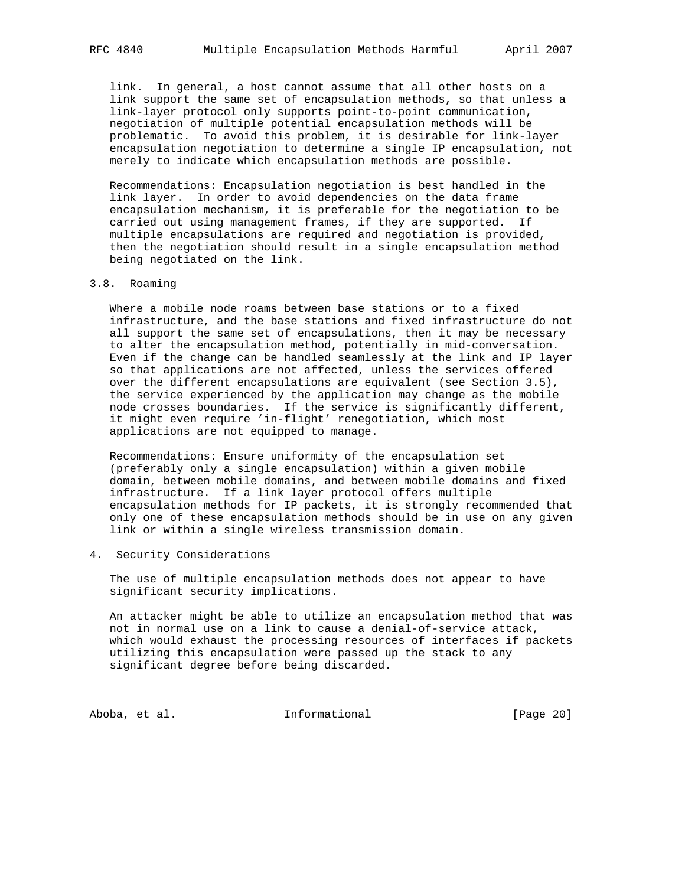link. In general, a host cannot assume that all other hosts on a link support the same set of encapsulation methods, so that unless a link-layer protocol only supports point-to-point communication, negotiation of multiple potential encapsulation methods will be problematic. To avoid this problem, it is desirable for link-layer encapsulation negotiation to determine a single IP encapsulation, not merely to indicate which encapsulation methods are possible.

Recommendations: Encapsulation negotiation is best handled in the link layer. In order to avoid dependencies on the data frame encapsulation mechanism, it is preferable for the negotiation to be carried out using management frames, if they are supported. If multiple encapsulations are required and negotiation is provided, then the negotiation should result in a single encapsulation method being negotiated on the link.

### 3.8. Roaming

Where a mobile node roams between base stations or to a fixed infrastructure, and the base stations and fixed infrastructure do not all support the same set of encapsulations, then it may be necessary to alter the encapsulation method, potentially in mid-conversation. Even if the change can be handled seamlessly at the link and IP layer so that applications are not affected, unless the services offered over the different encapsulations are equivalent (see Section 3.5), the service experienced by the application may change as the mobile node crosses boundaries. If the service is significantly different, it might even require 'in-flight' renegotiation, which most applications are not equipped to manage.

Recommendations: Ensure uniformity of the encapsulation set (preferably only a single encapsulation) within a given mobile domain, between mobile domains, and between mobile domains and fixed infrastructure. If a link layer protocol offers multiple encapsulation methods for IP packets, it is strongly recommended that only one of these encapsulation methods should be in use on any given link or within a single wireless transmission domain.

## 4. Security Considerations

The use of multiple encapsulation methods does not appear to have significant security implications.

An attacker might be able to utilize an encapsulation method that was not in normal use on a link to cause a denial-of-service attack, which would exhaust the processing resources of interfaces if packets utilizing this encapsulation were passed up the stack to any significant degree before being discarded.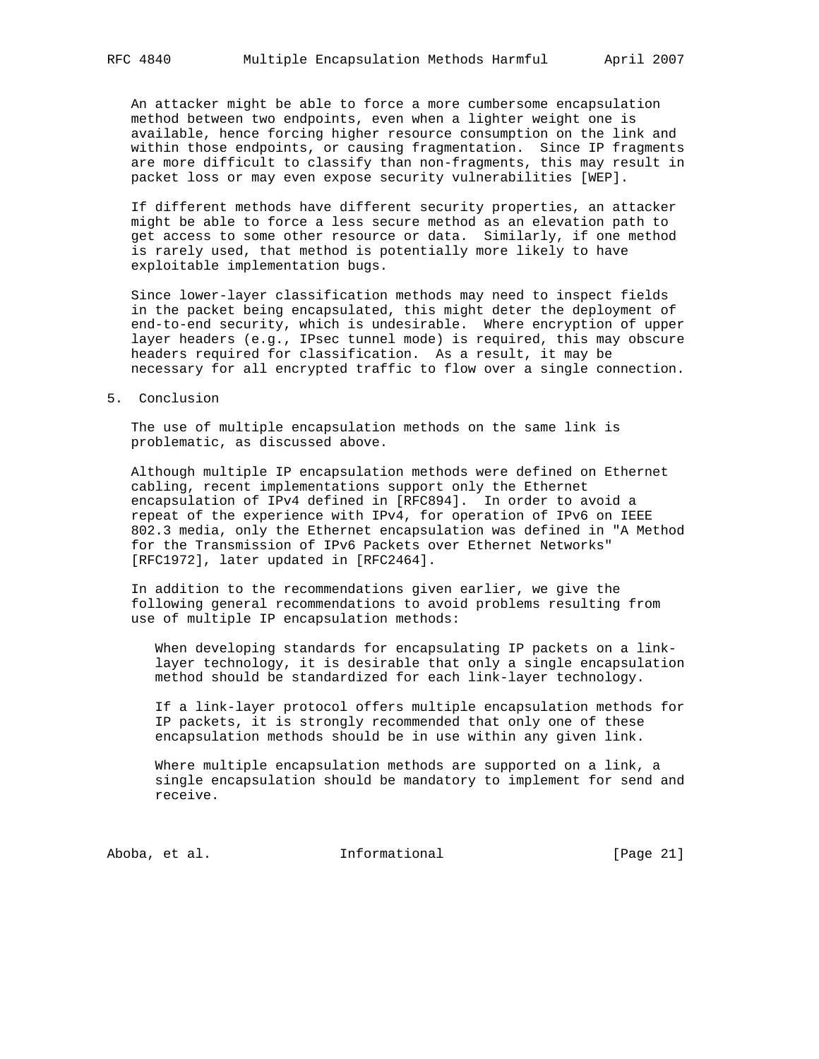An attacker might be able to force a more cumbersome encapsulation method between two endpoints, even when a lighter weight one is available, hence forcing higher resource consumption on the link and within those endpoints, or causing fragmentation. Since IP fragments are more difficult to classify than non-fragments, this may result in packet loss or may even expose security vulnerabilities [WEP].

If different methods have different security properties, an attacker might be able to force a less secure method as an elevation path to get access to some other resource or data. Similarly, if one method is rarely used, that method is potentially more likely to have exploitable implementation bugs.

Since lower-layer classification methods may need to inspect fields in the packet being encapsulated, this might deter the deployment of end-to-end security, which is undesirable. Where encryption of upper layer headers (e.g., IPsec tunnel mode) is required, this may obscure headers required for classification. As a result, it may be necessary for all encrypted traffic to flow over a single connection.

## 5. Conclusion

The use of multiple encapsulation methods on the same link is problematic, as discussed above.

Although multiple IP encapsulation methods were defined on Ethernet cabling, recent implementations support only the Ethernet encapsulation of IPv4 defined in [RFC894]. In order to avoid a repeat of the experience with IPv4, for operation of IPv6 on IEEE 802.3 media, only the Ethernet encapsulation was defined in "A Method for the Transmission of IPv6 Packets over Ethernet Networks" [RFC1972], later updated in [RFC2464].

In addition to the recommendations given earlier, we give the following general recommendations to avoid problems resulting from use of multiple IP encapsulation methods:

> When developing standards for encapsulating IP packets on a link-layer technology, it is desirable that only a single encapsulation method should be standardized for each link-layer technology.
>
> If a link-layer protocol offers multiple encapsulation methods for IP packets, it is strongly recommended that only one of these encapsulation methods should be in use within any given link.
>
> Where multiple encapsulation methods are supported on a link, a single encapsulation should be mandatory to implement for send and receive.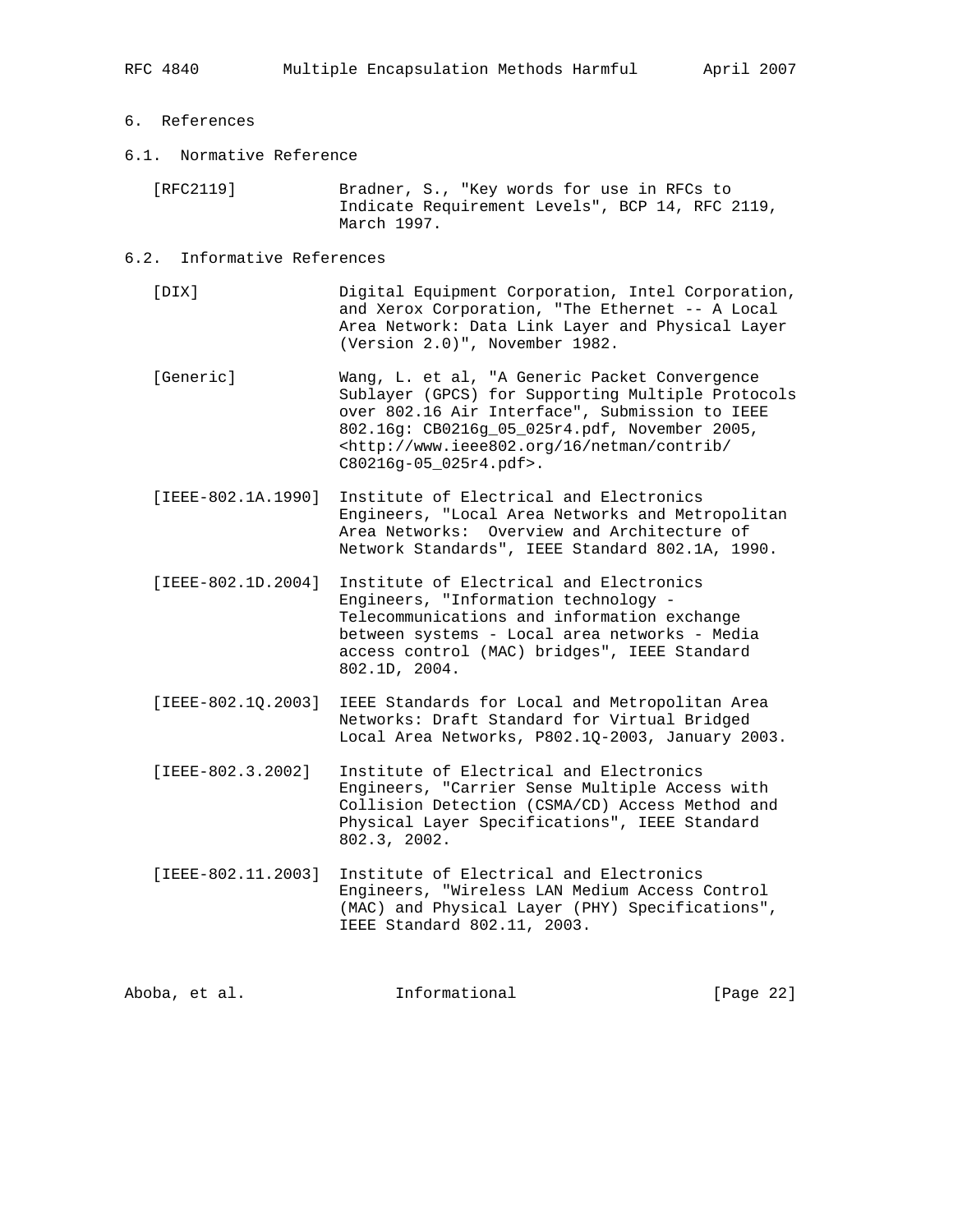# 6. References

## 6.1. Normative Reference

[RFC2119] Bradner, S., "Key words for use in RFCs to Indicate Requirement Levels", BCP 14, RFC 2119, March 1997.

## 6.2. Informative References

[DIX] Digital Equipment Corporation, Intel Corporation, and Xerox Corporation, "The Ethernet -- A Local Area Network: Data Link Layer and Physical Layer (Version 2.0)", November 1982.

[Generic] Wang, L. et al, "A Generic Packet Convergence Sublayer (GPCS) for Supporting Multiple Protocols over 802.16 Air Interface", Submission to IEEE 802.16g: CB0216g_05_025r4.pdf, November 2005, <http://www.ieee802.org/16/netman/contrib/C80216g-05_025r4.pdf>.

[IEEE-802.1A.1990] Institute of Electrical and Electronics Engineers, "Local Area Networks and Metropolitan Area Networks: Overview and Architecture of Network Standards", IEEE Standard 802.1A, 1990.

[IEEE-802.1D.2004] Institute of Electrical and Electronics Engineers, "Information technology - Telecommunications and information exchange between systems - Local area networks - Media access control (MAC) bridges", IEEE Standard 802.1D, 2004.

[IEEE-802.1Q.2003] IEEE Standards for Local and Metropolitan Area Networks: Draft Standard for Virtual Bridged Local Area Networks, P802.1Q-2003, January 2003.

[IEEE-802.3.2002] Institute of Electrical and Electronics Engineers, "Carrier Sense Multiple Access with Collision Detection (CSMA/CD) Access Method and Physical Layer Specifications", IEEE Standard 802.3, 2002.

[IEEE-802.11.2003] Institute of Electrical and Electronics Engineers, "Wireless LAN Medium Access Control (MAC) and Physical Layer (PHY) Specifications", IEEE Standard 802.11, 2003.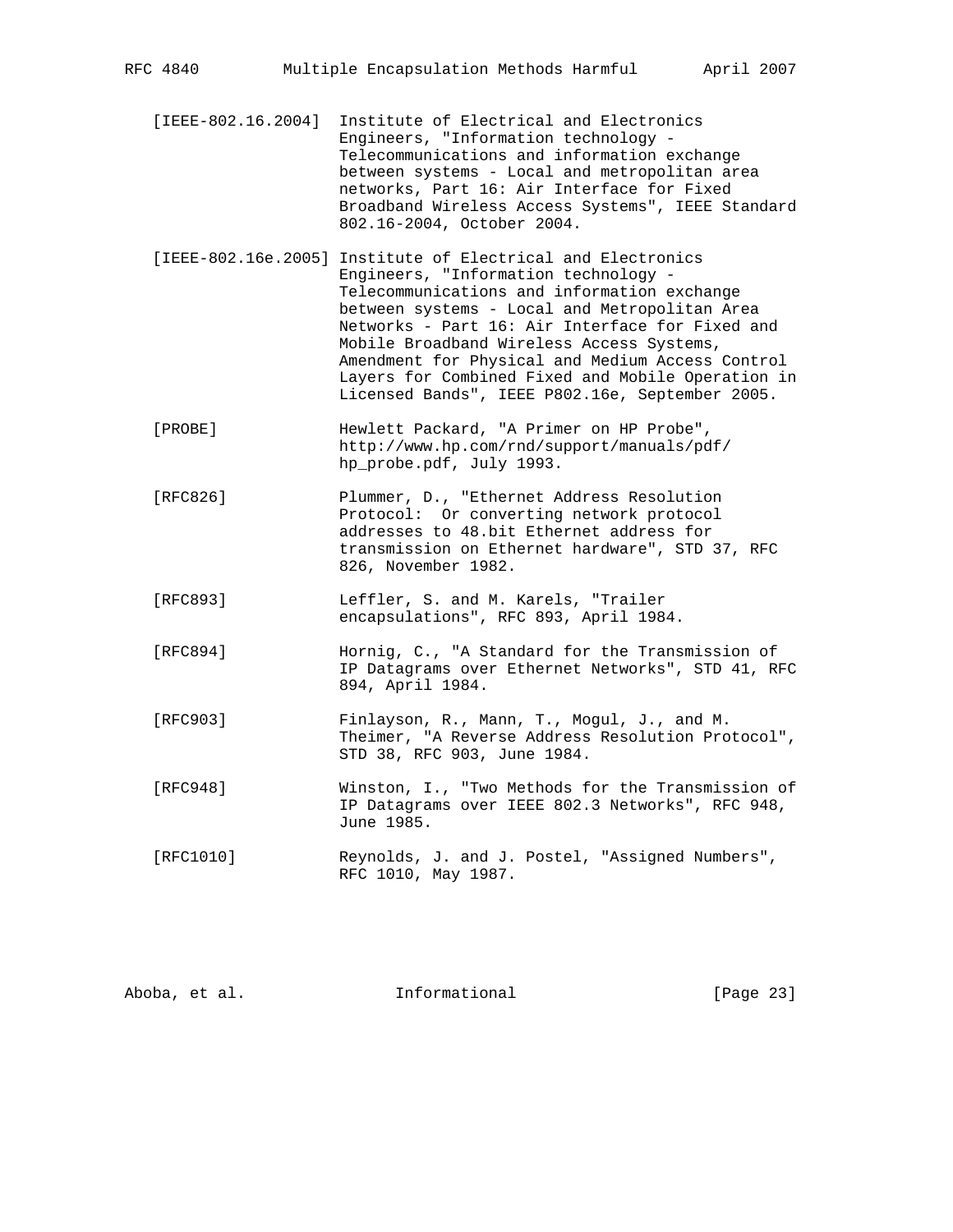[IEEE-802.16.2004] Institute of Electrical and Electronics Engineers, "Information technology - Telecommunications and information exchange between systems - Local and metropolitan area networks, Part 16: Air Interface for Fixed Broadband Wireless Access Systems", IEEE Standard 802.16-2004, October 2004.

[IEEE-802.16e.2005] Institute of Electrical and Electronics Engineers, "Information technology - Telecommunications and information exchange between systems - Local and Metropolitan Area Networks - Part 16: Air Interface for Fixed and Mobile Broadband Wireless Access Systems, Amendment for Physical and Medium Access Control Layers for Combined Fixed and Mobile Operation in Licensed Bands", IEEE P802.16e, September 2005.

[PROBE] Hewlett Packard, "A Primer on HP Probe", http://www.hp.com/rnd/support/manuals/pdf/hp_probe.pdf, July 1993.

[RFC826] Plummer, D., "Ethernet Address Resolution Protocol: Or converting network protocol addresses to 48.bit Ethernet address for transmission on Ethernet hardware", STD 37, RFC 826, November 1982.

[RFC893] Leffler, S. and M. Karels, "Trailer encapsulations", RFC 893, April 1984.

[RFC894] Hornig, C., "A Standard for the Transmission of IP Datagrams over Ethernet Networks", STD 41, RFC 894, April 1984.

[RFC903] Finlayson, R., Mann, T., Mogul, J., and M. Theimer, "A Reverse Address Resolution Protocol", STD 38, RFC 903, June 1984.

[RFC948] Winston, I., "Two Methods for the Transmission of IP Datagrams over IEEE 802.3 Networks", RFC 948, June 1985.

[RFC1010] Reynolds, J. and J. Postel, "Assigned Numbers", RFC 1010, May 1987.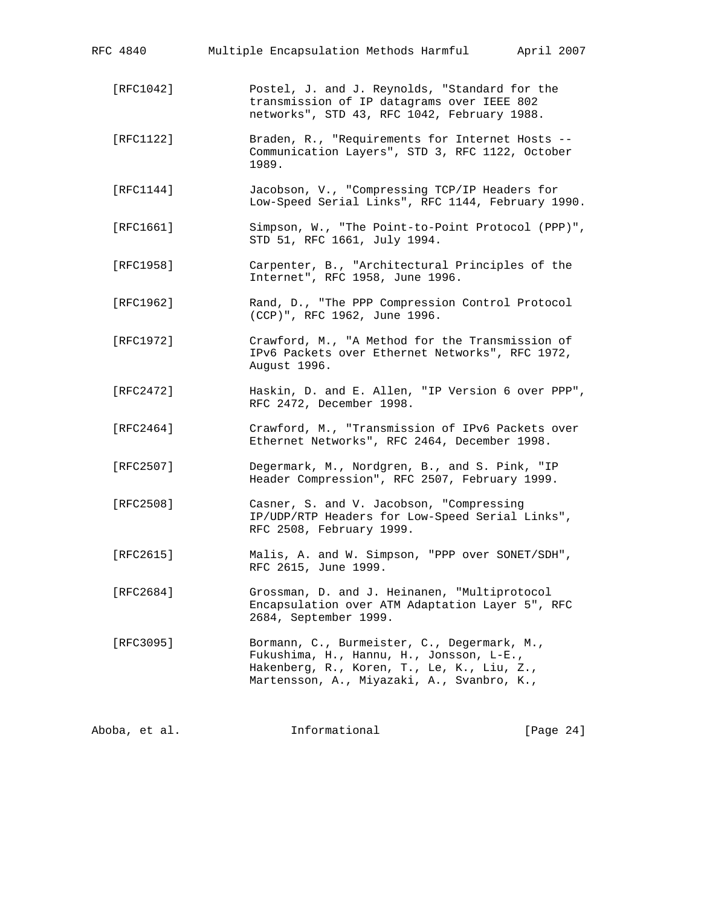[RFC1042] Postel, J. and J. Reynolds, "Standard for the transmission of IP datagrams over IEEE 802 networks", STD 43, RFC 1042, February 1988.

[RFC1122] Braden, R., "Requirements for Internet Hosts -- Communication Layers", STD 3, RFC 1122, October 1989.

[RFC1144] Jacobson, V., "Compressing TCP/IP Headers for Low-Speed Serial Links", RFC 1144, February 1990.

[RFC1661] Simpson, W., "The Point-to-Point Protocol (PPP)", STD 51, RFC 1661, July 1994.

[RFC1958] Carpenter, B., "Architectural Principles of the Internet", RFC 1958, June 1996.

[RFC1962] Rand, D., "The PPP Compression Control Protocol (CCP)", RFC 1962, June 1996.

[RFC1972] Crawford, M., "A Method for the Transmission of IPv6 Packets over Ethernet Networks", RFC 1972, August 1996.

[RFC2472] Haskin, D. and E. Allen, "IP Version 6 over PPP", RFC 2472, December 1998.

[RFC2464] Crawford, M., "Transmission of IPv6 Packets over Ethernet Networks", RFC 2464, December 1998.

[RFC2507] Degermark, M., Nordgren, B., and S. Pink, "IP Header Compression", RFC 2507, February 1999.

[RFC2508] Casner, S. and V. Jacobson, "Compressing IP/UDP/RTP Headers for Low-Speed Serial Links", RFC 2508, February 1999.

[RFC2615] Malis, A. and W. Simpson, "PPP over SONET/SDH", RFC 2615, June 1999.

[RFC2684] Grossman, D. and J. Heinanen, "Multiprotocol Encapsulation over ATM Adaptation Layer 5", RFC 2684, September 1999.

[RFC3095] Bormann, C., Burmeister, C., Degermark, M., Fukushima, H., Hannu, H., Jonsson, L-E., Hakenberg, R., Koren, T., Le, K., Liu, Z., Martensson, A., Miyazaki, A., Svanbro, K.,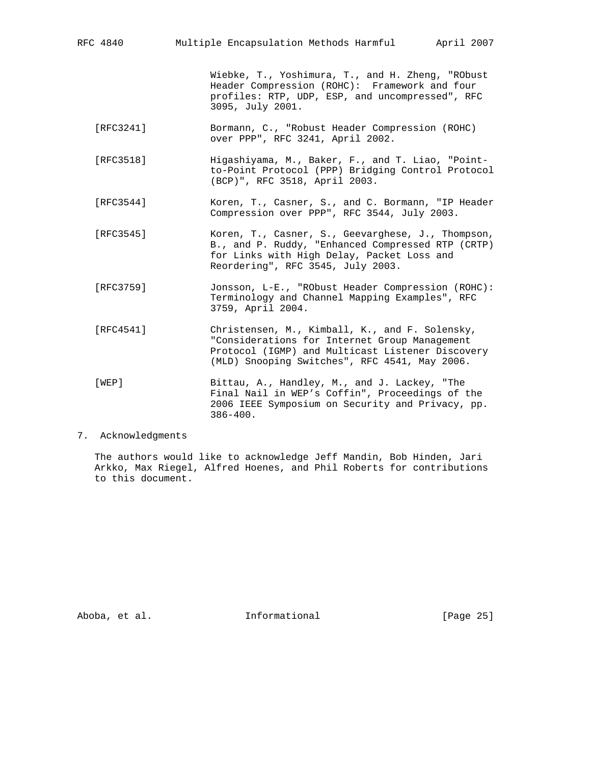Wiebke, T., Yoshimura, T., and H. Zheng, "RObust Header Compression (ROHC): Framework and four profiles: RTP, UDP, ESP, and uncompressed", RFC 3095, July 2001.

[RFC3241] Bormann, C., "Robust Header Compression (ROHC) over PPP", RFC 3241, April 2002.

[RFC3518] Higashiyama, M., Baker, F., and T. Liao, "Point-to-Point Protocol (PPP) Bridging Control Protocol (BCP)", RFC 3518, April 2003.

[RFC3544] Koren, T., Casner, S., and C. Bormann, "IP Header Compression over PPP", RFC 3544, July 2003.

[RFC3545] Koren, T., Casner, S., Geevarghese, J., Thompson, B., and P. Ruddy, "Enhanced Compressed RTP (CRTP) for Links with High Delay, Packet Loss and Reordering", RFC 3545, July 2003.

[RFC3759] Jonsson, L-E., "RObust Header Compression (ROHC): Terminology and Channel Mapping Examples", RFC 3759, April 2004.

[RFC4541] Christensen, M., Kimball, K., and F. Solensky, "Considerations for Internet Group Management Protocol (IGMP) and Multicast Listener Discovery (MLD) Snooping Switches", RFC 4541, May 2006.

[WEP] Bittau, A., Handley, M., and J. Lackey, "The Final Nail in WEP's Coffin", Proceedings of the 2006 IEEE Symposium on Security and Privacy, pp. 386-400.

## 7. Acknowledgments

The authors would like to acknowledge Jeff Mandin, Bob Hinden, Jari Arkko, Max Riegel, Alfred Hoenes, and Phil Roberts for contributions to this document.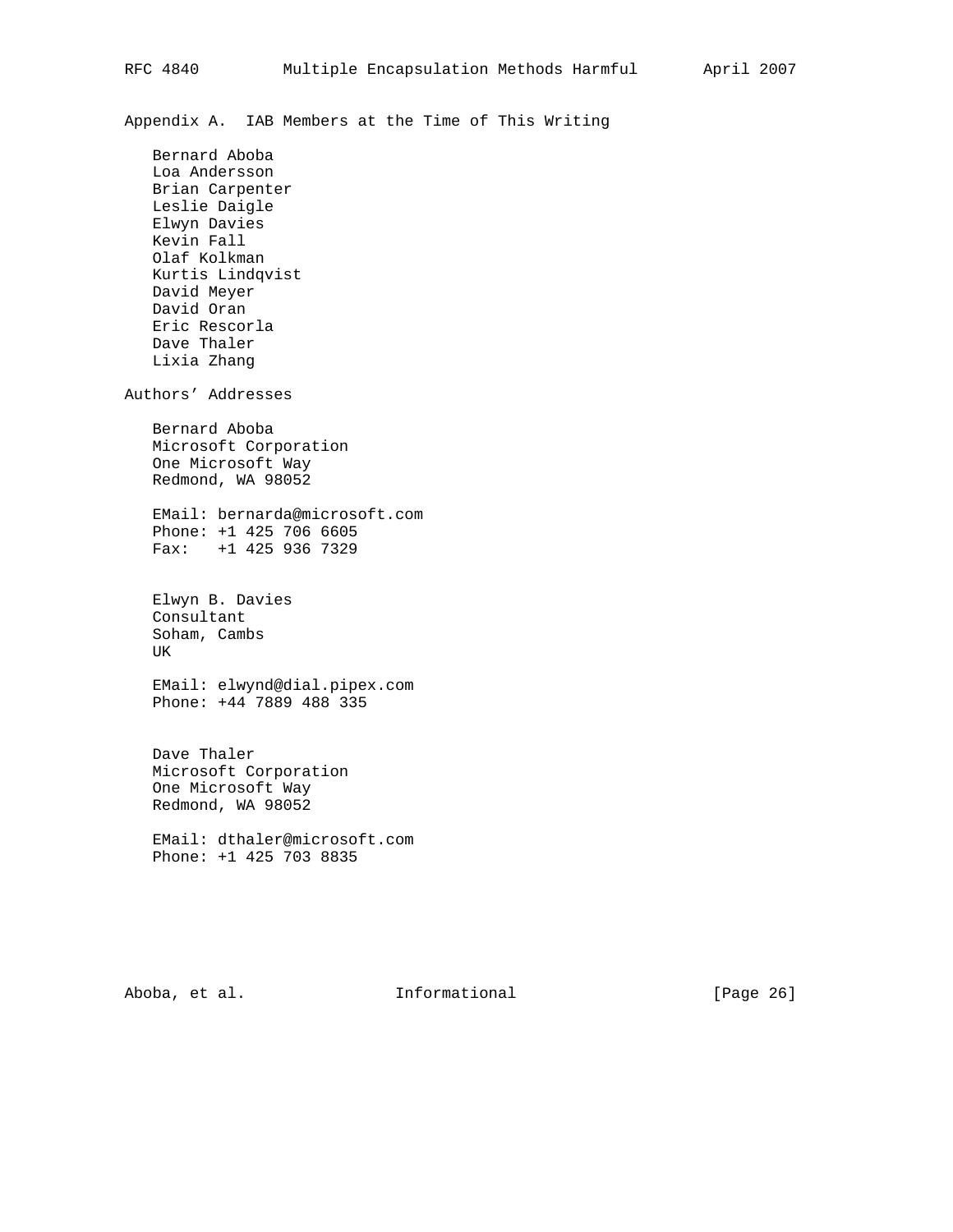## Appendix A. IAB Members at the Time of This Writing

Bernard Aboba
Loa Andersson
Brian Carpenter
Leslie Daigle
Elwyn Davies
Kevin Fall
Olaf Kolkman
Kurtis Lindqvist
David Meyer
David Oran
Eric Rescorla
Dave Thaler
Lixia Zhang

## Authors' Addresses

Bernard Aboba
Microsoft Corporation
One Microsoft Way
Redmond, WA 98052

EMail: bernarda@microsoft.com
Phone: +1 425 706 6605
Fax: +1 425 936 7329

Elwyn B. Davies
Consultant
Soham, Cambs
UK

EMail: elwynd@dial.pipex.com
Phone: +44 7889 488 335

Dave Thaler
Microsoft Corporation
One Microsoft Way
Redmond, WA 98052

EMail: dthaler@microsoft.com
Phone: +1 425 703 8835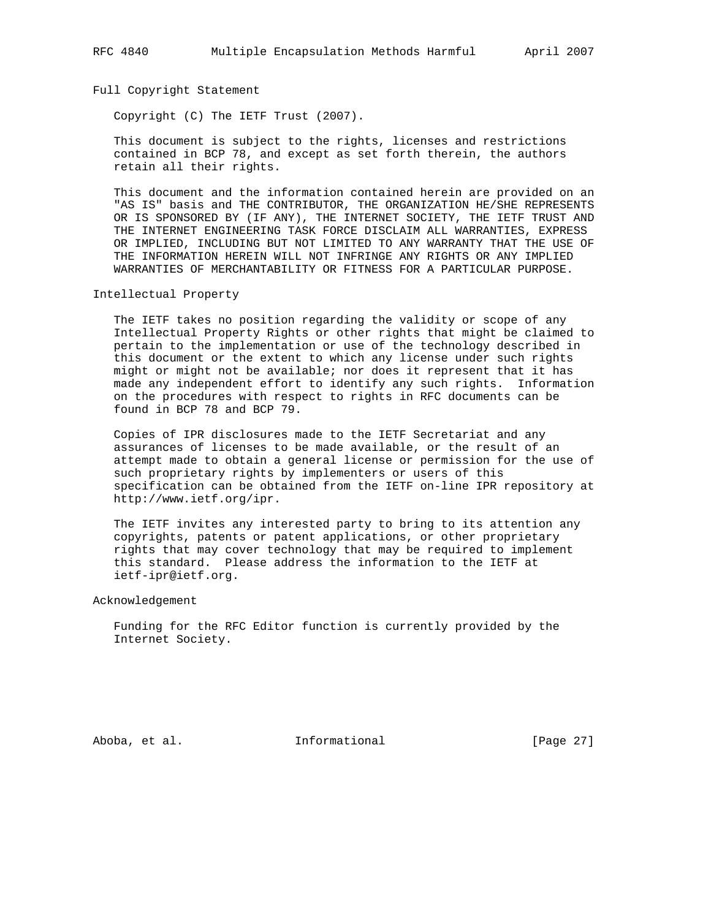## Full Copyright Statement

Copyright (C) The IETF Trust (2007).

This document is subject to the rights, licenses and restrictions contained in BCP 78, and except as set forth therein, the authors retain all their rights.

This document and the information contained herein are provided on an "AS IS" basis and THE CONTRIBUTOR, THE ORGANIZATION HE/SHE REPRESENTS OR IS SPONSORED BY (IF ANY), THE INTERNET SOCIETY, THE IETF TRUST AND THE INTERNET ENGINEERING TASK FORCE DISCLAIM ALL WARRANTIES, EXPRESS OR IMPLIED, INCLUDING BUT NOT LIMITED TO ANY WARRANTY THAT THE USE OF THE INFORMATION HEREIN WILL NOT INFRINGE ANY RIGHTS OR ANY IMPLIED WARRANTIES OF MERCHANTABILITY OR FITNESS FOR A PARTICULAR PURPOSE.

## Intellectual Property

The IETF takes no position regarding the validity or scope of any Intellectual Property Rights or other rights that might be claimed to pertain to the implementation or use of the technology described in this document or the extent to which any license under such rights might or might not be available; nor does it represent that it has made any independent effort to identify any such rights. Information on the procedures with respect to rights in RFC documents can be found in BCP 78 and BCP 79.

Copies of IPR disclosures made to the IETF Secretariat and any assurances of licenses to be made available, or the result of an attempt made to obtain a general license or permission for the use of such proprietary rights by implementers or users of this specification can be obtained from the IETF on-line IPR repository at http://www.ietf.org/ipr.

The IETF invites any interested party to bring to its attention any copyrights, patents or patent applications, or other proprietary rights that may cover technology that may be required to implement this standard. Please address the information to the IETF at ietf-ipr@ietf.org.

## Acknowledgement

Funding for the RFC Editor function is currently provided by the Internet Society.